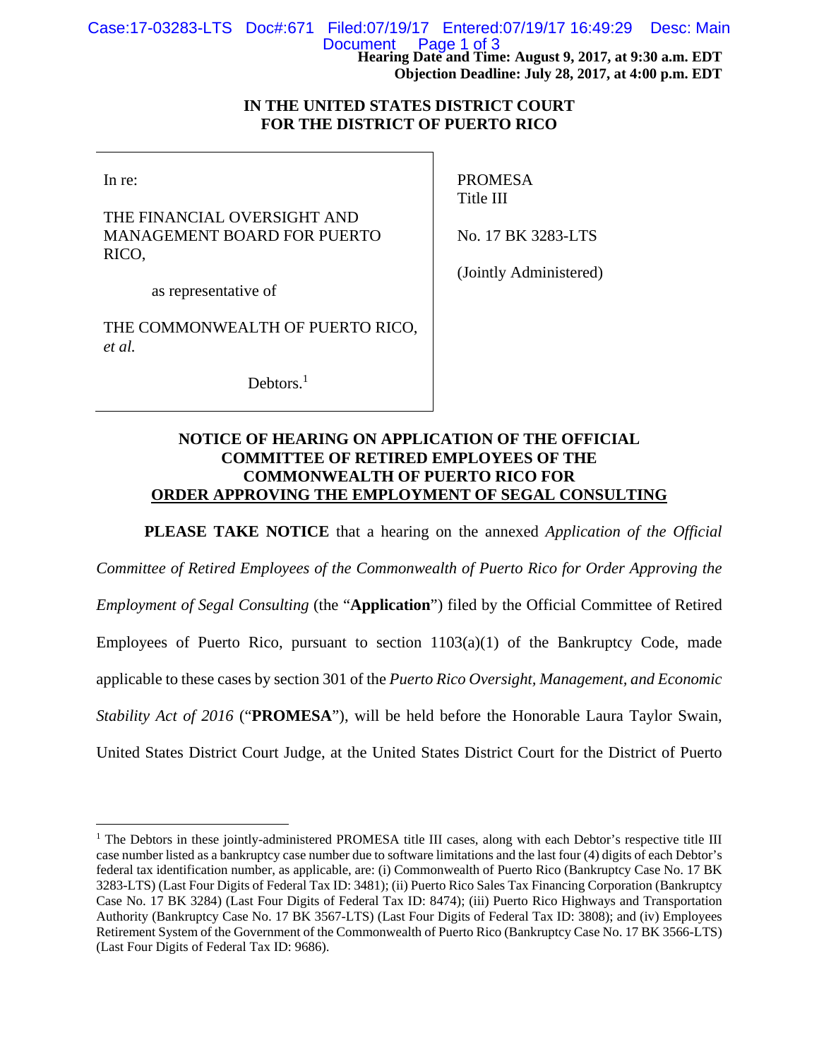Hearing Date and Time: **August 9, 2017, at 9:30 a.m. EDT**
**Objection Deadline: July 28, 2017, at 4:00 p.m. EDT**

**IN THE UNITED STATES DISTRICT COURT FOR THE DISTRICT OF PUERTO RICO**

| | |
|---|---|
| In re:<br><br>THE FINANCIAL OVERSIGHT AND MANAGEMENT BOARD FOR PUERTO RICO,<br><br>as representative of<br><br>THE COMMONWEALTH OF PUERTO RICO, *et al.*<br><br>Debtors.[1] | PROMESA<br>Title III<br><br>No. 17 BK 3283-LTS<br><br>(Jointly Administered) |

## NOTICE OF HEARING ON APPLICATION OF THE OFFICIAL COMMITTEE OF RETIRED EMPLOYEES OF THE COMMONWEALTH OF PUERTO RICO FOR ORDER APPROVING THE EMPLOYMENT OF SEGAL CONSULTING

**PLEASE TAKE NOTICE** that a hearing on the annexed *Application of the Official Committee of Retired Employees of the Commonwealth of Puerto Rico for Order Approving the Employment of Segal Consulting* (the "**Application**") filed by the Official Committee of Retired Employees of Puerto Rico, pursuant to section 1103(a)(1) of the Bankruptcy Code, made applicable to these cases by section 301 of the *Puerto Rico Oversight, Management, and Economic Stability Act of 2016* ("**PROMESA**"), will be held before the Honorable Laura Taylor Swain, United States District Court Judge, at the United States District Court for the District of Puerto

---

[1] The Debtors in these jointly-administered PROMESA title III cases, along with each Debtor's respective title III case number listed as a bankruptcy case number due to software limitations and the last four (4) digits of each Debtor's federal tax identification number, as applicable, are: (i) Commonwealth of Puerto Rico (Bankruptcy Case No. 17 BK 3283-LTS) (Last Four Digits of Federal Tax ID: 3481); (ii) Puerto Rico Sales Tax Financing Corporation (Bankruptcy Case No. 17 BK 3284) (Last Four Digits of Federal Tax ID: 8474); (iii) Puerto Rico Highways and Transportation Authority (Bankruptcy Case No. 17 BK 3567-LTS) (Last Four Digits of Federal Tax ID: 3808); and (iv) Employees Retirement System of the Government of the Commonwealth of Puerto Rico (Bankruptcy Case No. 17 BK 3566-LTS) (Last Four Digits of Federal Tax ID: 9686).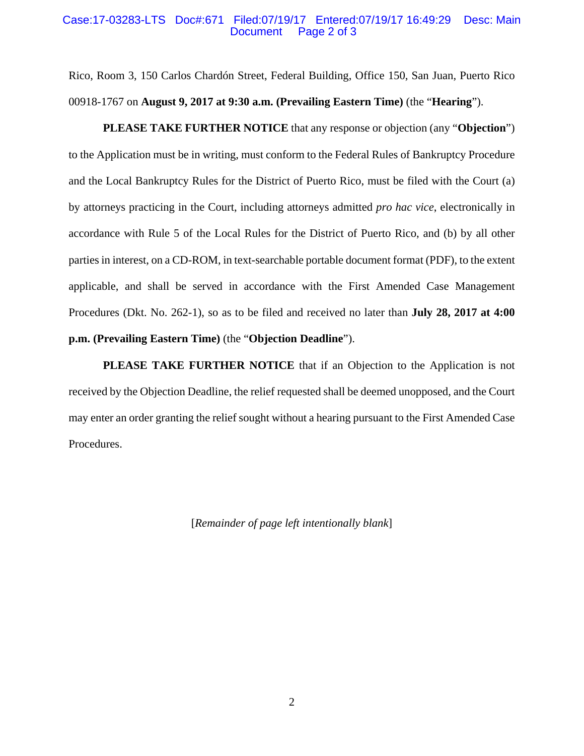Rico, Room 3, 150 Carlos Chardón Street, Federal Building, Office 150, San Juan, Puerto Rico 00918-1767 on **August 9, 2017 at 9:30 a.m. (Prevailing Eastern Time)** (the "**Hearing**").

**PLEASE TAKE FURTHER NOTICE** that any response or objection (any "**Objection**") to the Application must be in writing, must conform to the Federal Rules of Bankruptcy Procedure and the Local Bankruptcy Rules for the District of Puerto Rico, must be filed with the Court (a) by attorneys practicing in the Court, including attorneys admitted *pro hac vice*, electronically in accordance with Rule 5 of the Local Rules for the District of Puerto Rico, and (b) by all other parties in interest, on a CD-ROM, in text-searchable portable document format (PDF), to the extent applicable, and shall be served in accordance with the First Amended Case Management Procedures (Dkt. No. 262-1), so as to be filed and received no later than **July 28, 2017 at 4:00 p.m. (Prevailing Eastern Time)** (the "**Objection Deadline**").

**PLEASE TAKE FURTHER NOTICE** that if an Objection to the Application is not received by the Objection Deadline, the relief requested shall be deemed unopposed, and the Court may enter an order granting the relief sought without a hearing pursuant to the First Amended Case Procedures.

[*Remainder of page left intentionally blank*]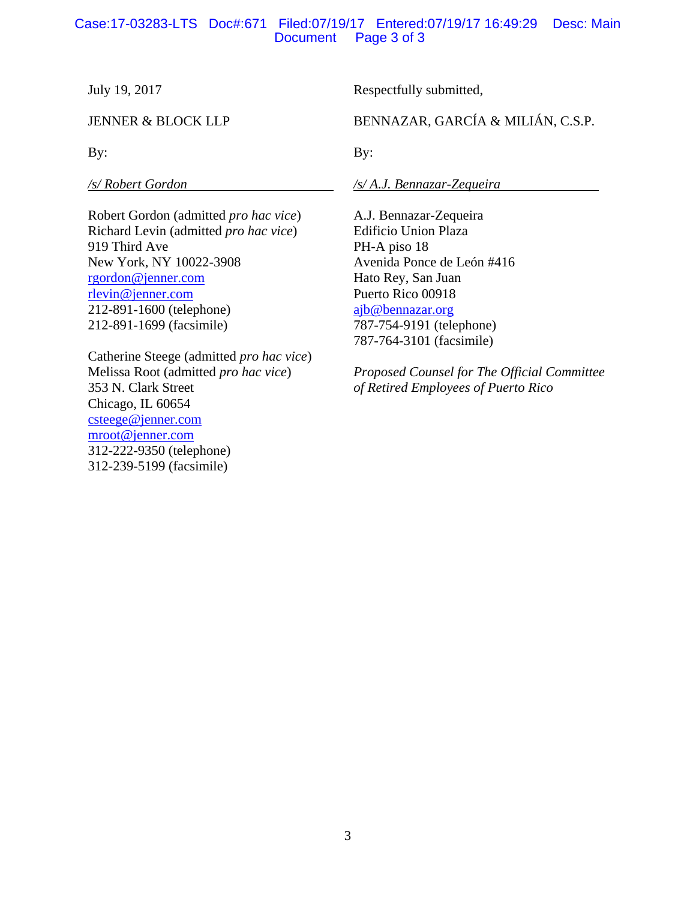July 19, 2017

Respectfully submitted,

JENNER & BLOCK LLP

By:

*/s/ Robert Gordon*

Robert Gordon (admitted *pro hac vice*)
Richard Levin (admitted *pro hac vice*)
919 Third Ave
New York, NY 10022-3908
rgordon@jenner.com
rlevin@jenner.com
212-891-1600 (telephone)
212-891-1699 (facsimile)

Catherine Steege (admitted *pro hac vice*)
Melissa Root (admitted *pro hac vice*)
353 N. Clark Street
Chicago, IL 60654
csteege@jenner.com
mroot@jenner.com
312-222-9350 (telephone)
312-239-5199 (facsimile)

BENNAZAR, GARCÍA & MILIÁN, C.S.P.

By:

*/s/ A.J. Bennazar-Zequeira*

A.J. Bennazar-Zequeira
Edificio Union Plaza
PH-A piso 18
Avenida Ponce de León #416
Hato Rey, San Juan
Puerto Rico 00918
ajb@bennazar.org
787-754-9191 (telephone)
787-764-3101 (facsimile)

*Proposed Counsel for The Official Committee of Retired Employees of Puerto Rico*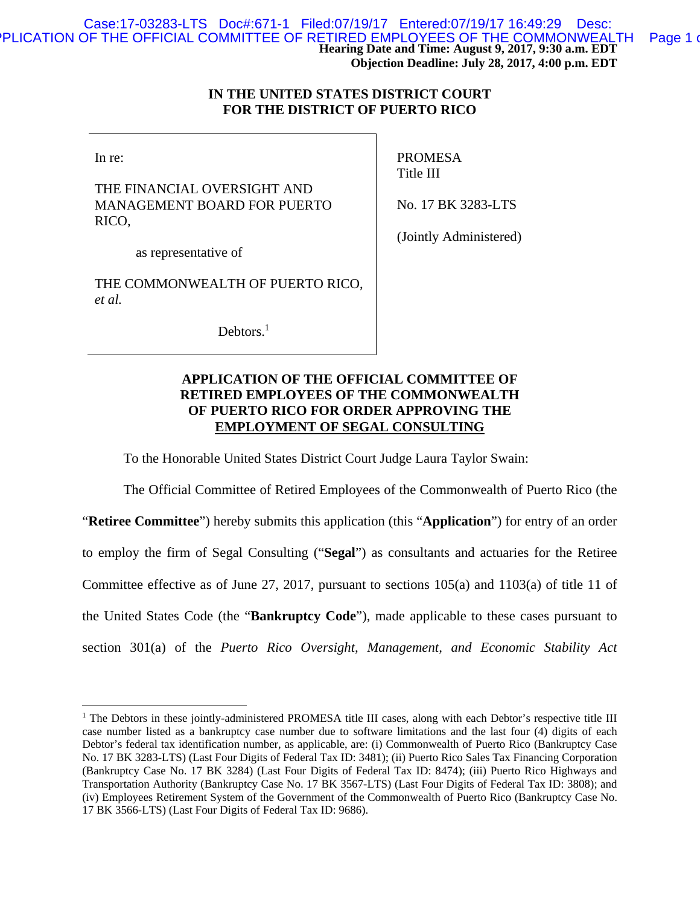**Hearing Date and Time: August 9, 2017, 9:30 a.m. EDT**
**Objection Deadline: July 28, 2017, 4:00 p.m. EDT**

**IN THE UNITED STATES DISTRICT COURT FOR THE DISTRICT OF PUERTO RICO**

| | |
|---|---|
| In re:<br><br>THE FINANCIAL OVERSIGHT AND MANAGEMENT BOARD FOR PUERTO RICO,<br><br>as representative of<br><br>THE COMMONWEALTH OF PUERTO RICO, *et al.*<br><br>Debtors.[1] | PROMESA Title III<br><br>No. 17 BK 3283-LTS<br><br>(Jointly Administered) |

**APPLICATION OF THE OFFICIAL COMMITTEE OF RETIRED EMPLOYEES OF THE COMMONWEALTH OF PUERTO RICO FOR ORDER APPROVING THE EMPLOYMENT OF SEGAL CONSULTING**

To the Honorable United States District Court Judge Laura Taylor Swain:

The Official Committee of Retired Employees of the Commonwealth of Puerto Rico (the "**Retiree Committee**") hereby submits this application (this "**Application**") for entry of an order to employ the firm of Segal Consulting ("**Segal**") as consultants and actuaries for the Retiree Committee effective as of June 27, 2017, pursuant to sections 105(a) and 1103(a) of title 11 of the United States Code (the "**Bankruptcy Code**"), made applicable to these cases pursuant to section 301(a) of the *Puerto Rico Oversight, Management, and Economic Stability Act*

---

[1] The Debtors in these jointly-administered PROMESA title III cases, along with each Debtor's respective title III case number listed as a bankruptcy case number due to software limitations and the last four (4) digits of each Debtor's federal tax identification number, as applicable, are: (i) Commonwealth of Puerto Rico (Bankruptcy Case No. 17 BK 3283-LTS) (Last Four Digits of Federal Tax ID: 3481); (ii) Puerto Rico Sales Tax Financing Corporation (Bankruptcy Case No. 17 BK 3284) (Last Four Digits of Federal Tax ID: 8474); (iii) Puerto Rico Highways and Transportation Authority (Bankruptcy Case No. 17 BK 3567-LTS) (Last Four Digits of Federal Tax ID: 3808); and (iv) Employees Retirement System of the Government of the Commonwealth of Puerto Rico (Bankruptcy Case No. 17 BK 3566-LTS) (Last Four Digits of Federal Tax ID: 9686).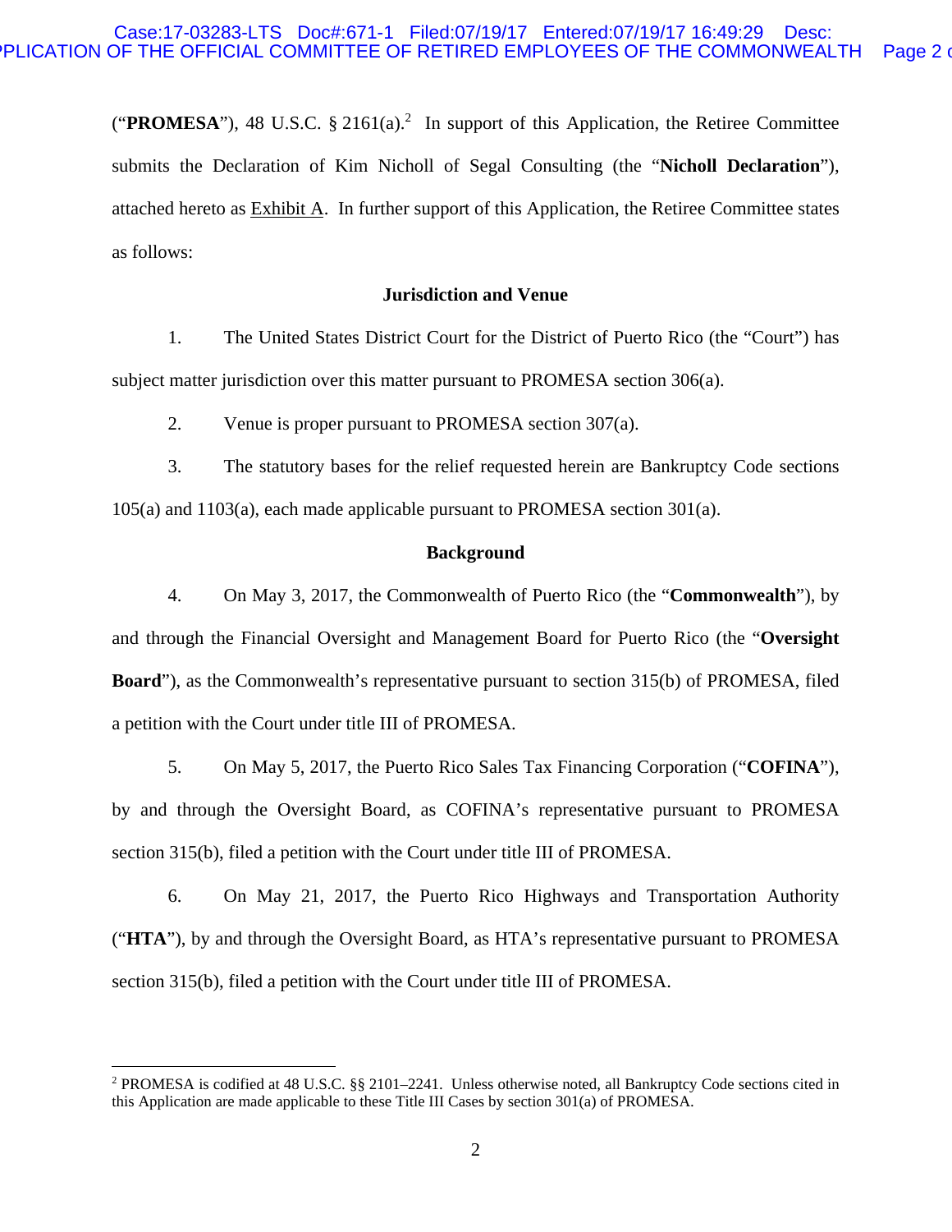("**PROMESA**"), 48 U.S.C. § 2161(a).[2] In support of this Application, the Retiree Committee submits the Declaration of Kim Nicholl of Segal Consulting (the "**Nicholl Declaration**"), attached hereto as Exhibit A. In further support of this Application, the Retiree Committee states as follows:

### Jurisdiction and Venue

1. The United States District Court for the District of Puerto Rico (the "Court") has subject matter jurisdiction over this matter pursuant to PROMESA section 306(a).

2. Venue is proper pursuant to PROMESA section 307(a).

3. The statutory bases for the relief requested herein are Bankruptcy Code sections 105(a) and 1103(a), each made applicable pursuant to PROMESA section 301(a).

### Background

4. On May 3, 2017, the Commonwealth of Puerto Rico (the "**Commonwealth**"), by and through the Financial Oversight and Management Board for Puerto Rico (the "**Oversight Board**"), as the Commonwealth's representative pursuant to section 315(b) of PROMESA, filed a petition with the Court under title III of PROMESA.

5. On May 5, 2017, the Puerto Rico Sales Tax Financing Corporation ("**COFINA**"), by and through the Oversight Board, as COFINA's representative pursuant to PROMESA section 315(b), filed a petition with the Court under title III of PROMESA.

6. On May 21, 2017, the Puerto Rico Highways and Transportation Authority ("**HTA**"), by and through the Oversight Board, as HTA's representative pursuant to PROMESA section 315(b), filed a petition with the Court under title III of PROMESA.

---

[2] PROMESA is codified at 48 U.S.C. §§ 2101–2241. Unless otherwise noted, all Bankruptcy Code sections cited in this Application are made applicable to these Title III Cases by section 301(a) of PROMESA.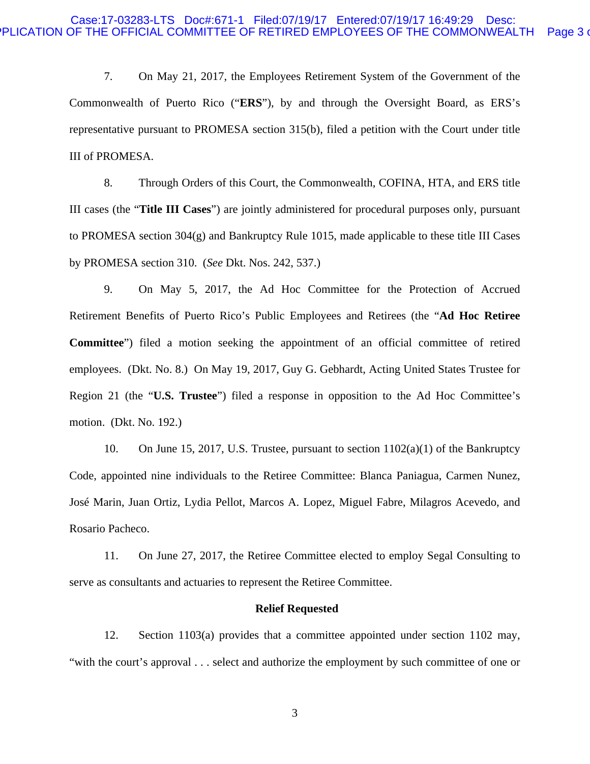7. On May 21, 2017, the Employees Retirement System of the Government of the Commonwealth of Puerto Rico ("**ERS**"), by and through the Oversight Board, as ERS's representative pursuant to PROMESA section 315(b), filed a petition with the Court under title III of PROMESA.

8. Through Orders of this Court, the Commonwealth, COFINA, HTA, and ERS title III cases (the "**Title III Cases**") are jointly administered for procedural purposes only, pursuant to PROMESA section 304(g) and Bankruptcy Rule 1015, made applicable to these title III Cases by PROMESA section 310. (*See* Dkt. Nos. 242, 537.)

9. On May 5, 2017, the Ad Hoc Committee for the Protection of Accrued Retirement Benefits of Puerto Rico's Public Employees and Retirees (the "**Ad Hoc Retiree Committee**") filed a motion seeking the appointment of an official committee of retired employees. (Dkt. No. 8.) On May 19, 2017, Guy G. Gebhardt, Acting United States Trustee for Region 21 (the "**U.S. Trustee**") filed a response in opposition to the Ad Hoc Committee's motion. (Dkt. No. 192.)

10. On June 15, 2017, U.S. Trustee, pursuant to section 1102(a)(1) of the Bankruptcy Code, appointed nine individuals to the Retiree Committee: Blanca Paniagua, Carmen Nunez, José Marin, Juan Ortiz, Lydia Pellot, Marcos A. Lopez, Miguel Fabre, Milagros Acevedo, and Rosario Pacheco.

11. On June 27, 2017, the Retiree Committee elected to employ Segal Consulting to serve as consultants and actuaries to represent the Retiree Committee.

**Relief Requested**

12. Section 1103(a) provides that a committee appointed under section 1102 may, "with the court's approval . . . select and authorize the employment by such committee of one or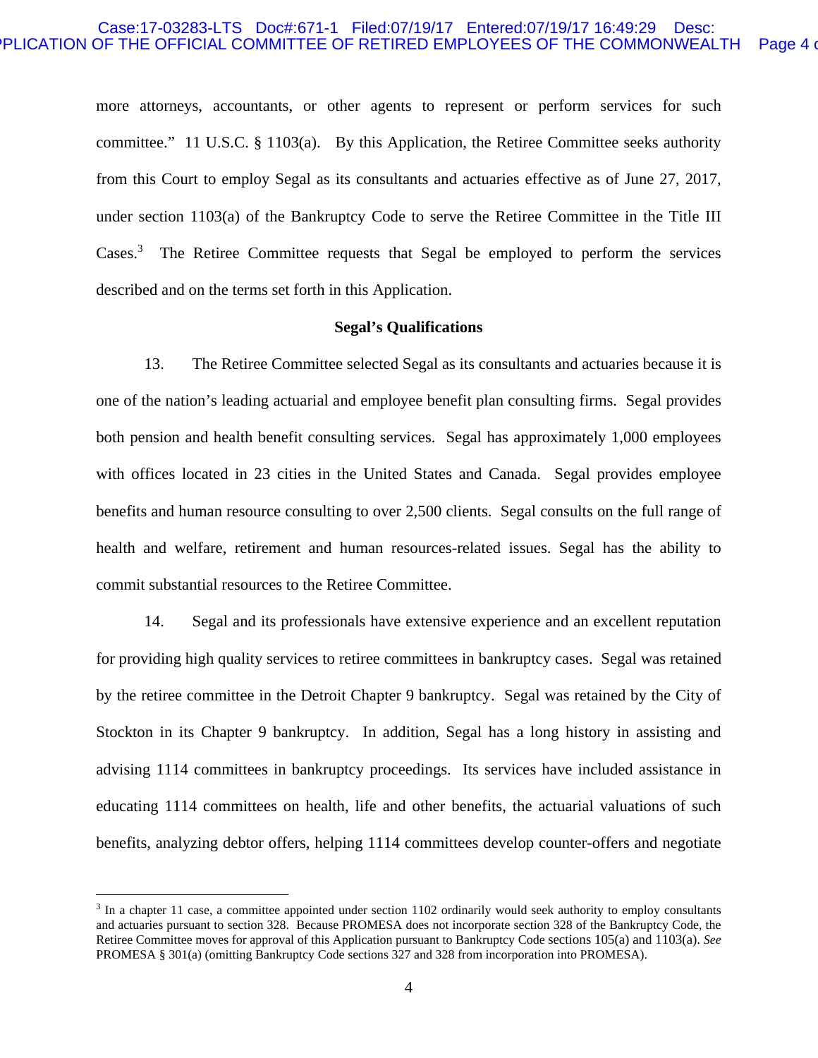more attorneys, accountants, or other agents to represent or perform services for such committee." 11 U.S.C. § 1103(a). By this Application, the Retiree Committee seeks authority from this Court to employ Segal as its consultants and actuaries effective as of June 27, 2017, under section 1103(a) of the Bankruptcy Code to serve the Retiree Committee in the Title III Cases.[3] The Retiree Committee requests that Segal be employed to perform the services described and on the terms set forth in this Application.

**Segal's Qualifications**

13. The Retiree Committee selected Segal as its consultants and actuaries because it is one of the nation's leading actuarial and employee benefit plan consulting firms. Segal provides both pension and health benefit consulting services. Segal has approximately 1,000 employees with offices located in 23 cities in the United States and Canada. Segal provides employee benefits and human resource consulting to over 2,500 clients. Segal consults on the full range of health and welfare, retirement and human resources-related issues. Segal has the ability to commit substantial resources to the Retiree Committee.

14. Segal and its professionals have extensive experience and an excellent reputation for providing high quality services to retiree committees in bankruptcy cases. Segal was retained by the retiree committee in the Detroit Chapter 9 bankruptcy. Segal was retained by the City of Stockton in its Chapter 9 bankruptcy. In addition, Segal has a long history in assisting and advising 1114 committees in bankruptcy proceedings. Its services have included assistance in educating 1114 committees on health, life and other benefits, the actuarial valuations of such benefits, analyzing debtor offers, helping 1114 committees develop counter-offers and negotiate

[3] In a chapter 11 case, a committee appointed under section 1102 ordinarily would seek authority to employ consultants and actuaries pursuant to section 328. Because PROMESA does not incorporate section 328 of the Bankruptcy Code, the Retiree Committee moves for approval of this Application pursuant to Bankruptcy Code sections 105(a) and 1103(a). *See* PROMESA § 301(a) (omitting Bankruptcy Code sections 327 and 328 from incorporation into PROMESA).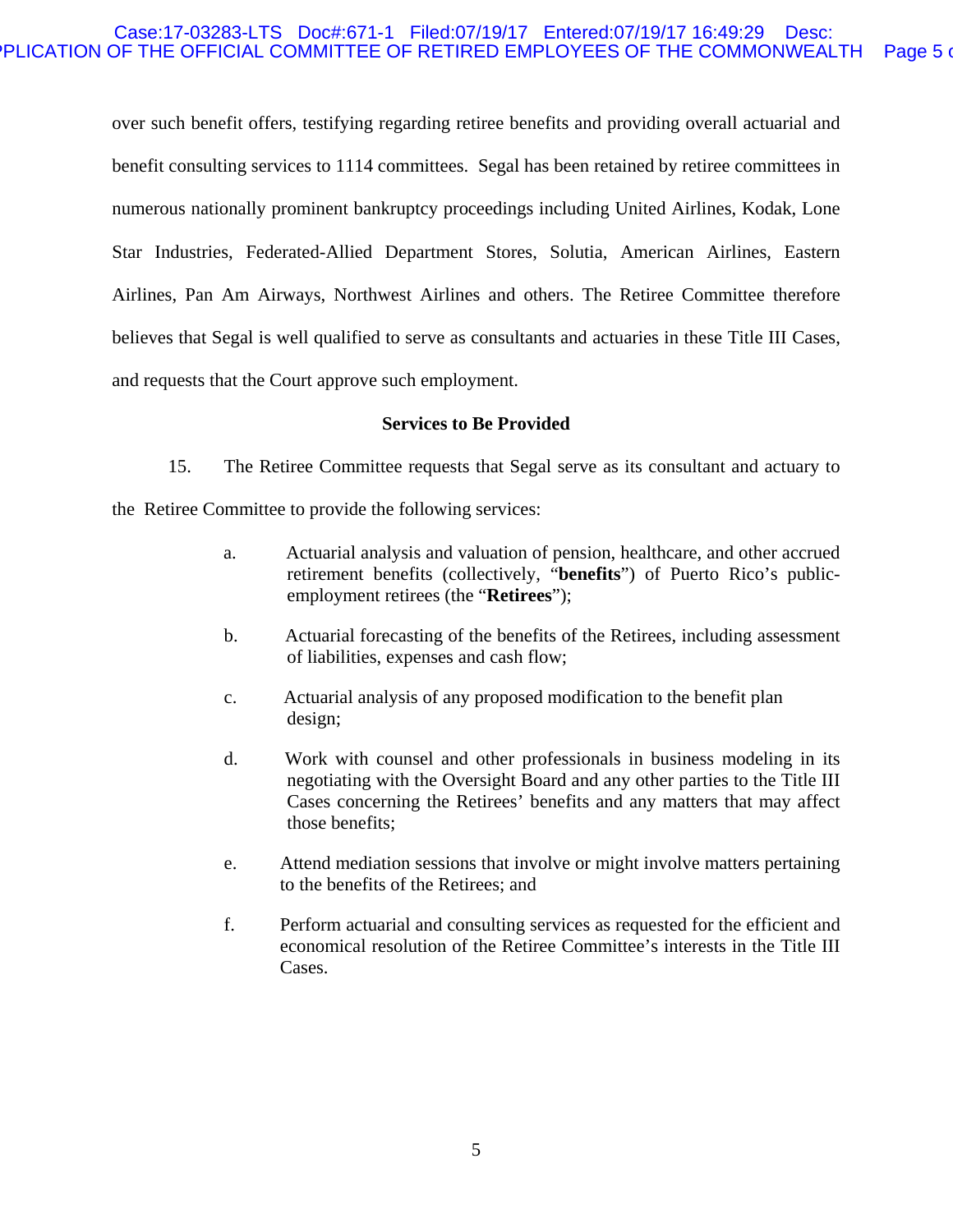over such benefit offers, testifying regarding retiree benefits and providing overall actuarial and benefit consulting services to 1114 committees. Segal has been retained by retiree committees in numerous nationally prominent bankruptcy proceedings including United Airlines, Kodak, Lone Star Industries, Federated-Allied Department Stores, Solutia, American Airlines, Eastern Airlines, Pan Am Airways, Northwest Airlines and others. The Retiree Committee therefore believes that Segal is well qualified to serve as consultants and actuaries in these Title III Cases, and requests that the Court approve such employment.

**Services to Be Provided**

15. The Retiree Committee requests that Segal serve as its consultant and actuary to the Retiree Committee to provide the following services:

a. Actuarial analysis and valuation of pension, healthcare, and other accrued retirement benefits (collectively, "**benefits**") of Puerto Rico's public-employment retirees (the "**Retirees**");

b. Actuarial forecasting of the benefits of the Retirees, including assessment of liabilities, expenses and cash flow;

c. Actuarial analysis of any proposed modification to the benefit plan design;

d. Work with counsel and other professionals in business modeling in its negotiating with the Oversight Board and any other parties to the Title III Cases concerning the Retirees' benefits and any matters that may affect those benefits;

e. Attend mediation sessions that involve or might involve matters pertaining to the benefits of the Retirees; and

f. Perform actuarial and consulting services as requested for the efficient and economical resolution of the Retiree Committee's interests in the Title III Cases.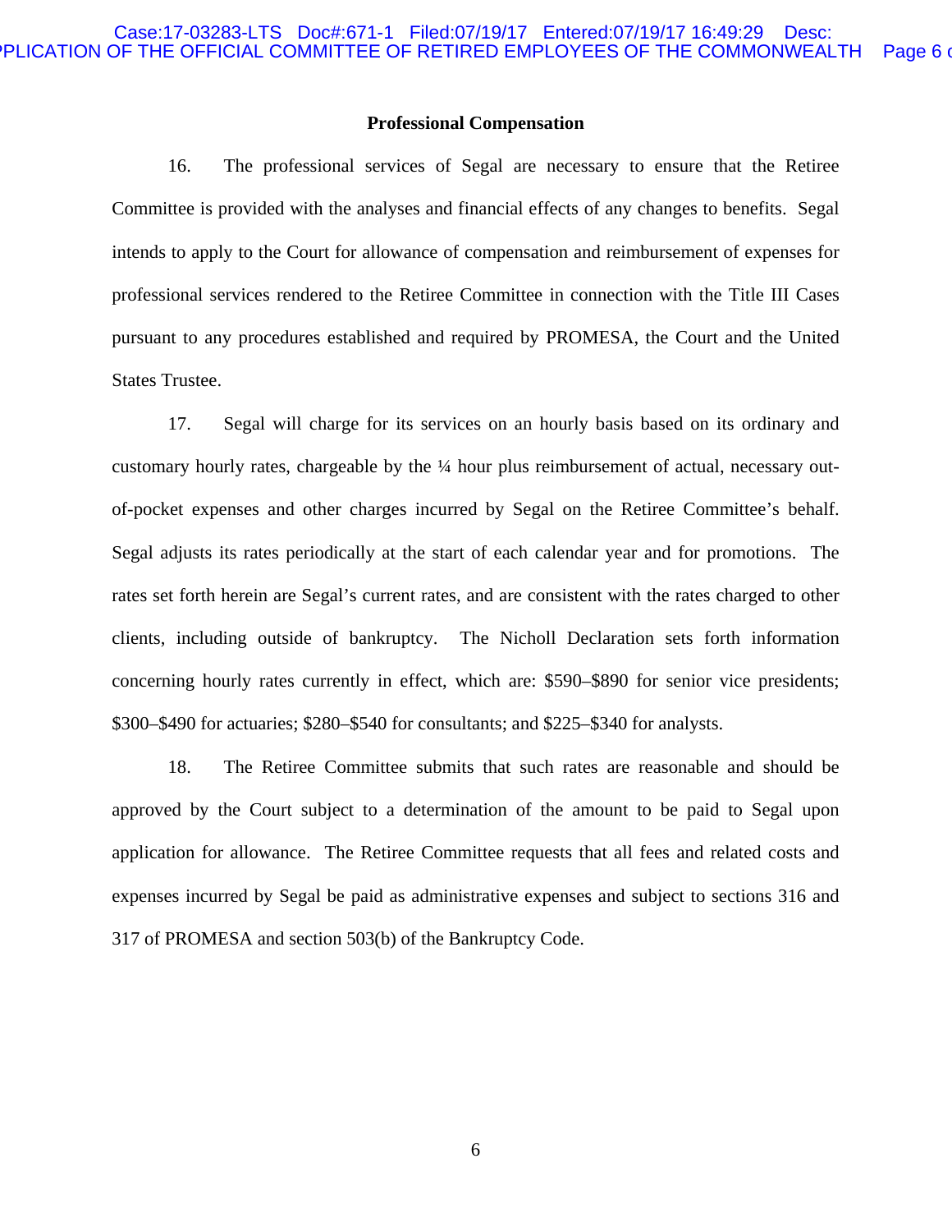### Professional Compensation

16. The professional services of Segal are necessary to ensure that the Retiree Committee is provided with the analyses and financial effects of any changes to benefits. Segal intends to apply to the Court for allowance of compensation and reimbursement of expenses for professional services rendered to the Retiree Committee in connection with the Title III Cases pursuant to any procedures established and required by PROMESA, the Court and the United States Trustee.

17. Segal will charge for its services on an hourly basis based on its ordinary and customary hourly rates, chargeable by the ¼ hour plus reimbursement of actual, necessary out-of-pocket expenses and other charges incurred by Segal on the Retiree Committee's behalf. Segal adjusts its rates periodically at the start of each calendar year and for promotions. The rates set forth herein are Segal's current rates, and are consistent with the rates charged to other clients, including outside of bankruptcy. The Nicholl Declaration sets forth information concerning hourly rates currently in effect, which are: $590–$890 for senior vice presidents; $300–$490 for actuaries; $280–$540 for consultants; and $225–$340 for analysts.

18. The Retiree Committee submits that such rates are reasonable and should be approved by the Court subject to a determination of the amount to be paid to Segal upon application for allowance. The Retiree Committee requests that all fees and related costs and expenses incurred by Segal be paid as administrative expenses and subject to sections 316 and 317 of PROMESA and section 503(b) of the Bankruptcy Code.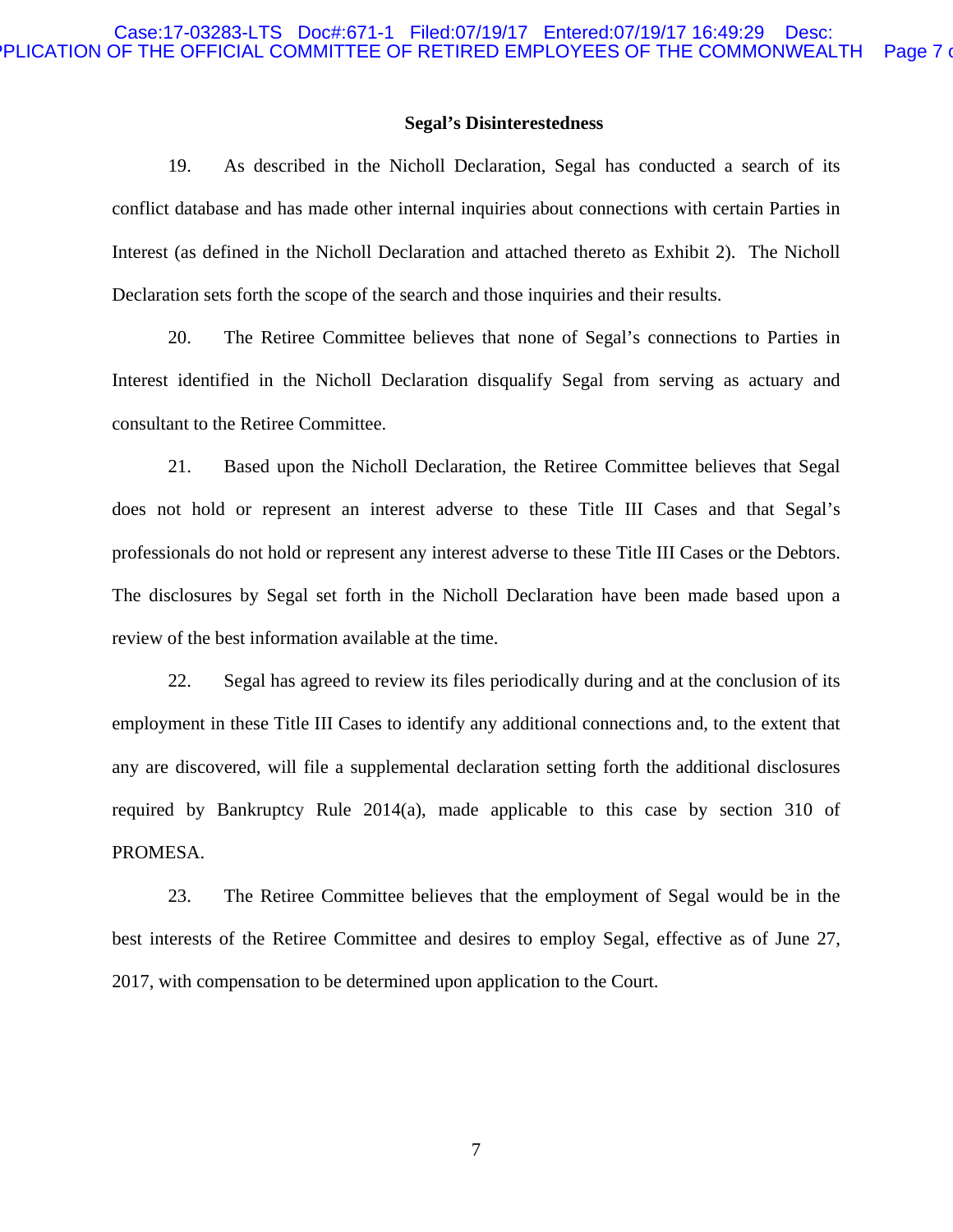### Segal's Disinterestedness

19. As described in the Nicholl Declaration, Segal has conducted a search of its conflict database and has made other internal inquiries about connections with certain Parties in Interest (as defined in the Nicholl Declaration and attached thereto as Exhibit 2). The Nicholl Declaration sets forth the scope of the search and those inquiries and their results.

20. The Retiree Committee believes that none of Segal's connections to Parties in Interest identified in the Nicholl Declaration disqualify Segal from serving as actuary and consultant to the Retiree Committee.

21. Based upon the Nicholl Declaration, the Retiree Committee believes that Segal does not hold or represent an interest adverse to these Title III Cases and that Segal's professionals do not hold or represent any interest adverse to these Title III Cases or the Debtors. The disclosures by Segal set forth in the Nicholl Declaration have been made based upon a review of the best information available at the time.

22. Segal has agreed to review its files periodically during and at the conclusion of its employment in these Title III Cases to identify any additional connections and, to the extent that any are discovered, will file a supplemental declaration setting forth the additional disclosures required by Bankruptcy Rule 2014(a), made applicable to this case by section 310 of PROMESA.

23. The Retiree Committee believes that the employment of Segal would be in the best interests of the Retiree Committee and desires to employ Segal, effective as of June 27, 2017, with compensation to be determined upon application to the Court.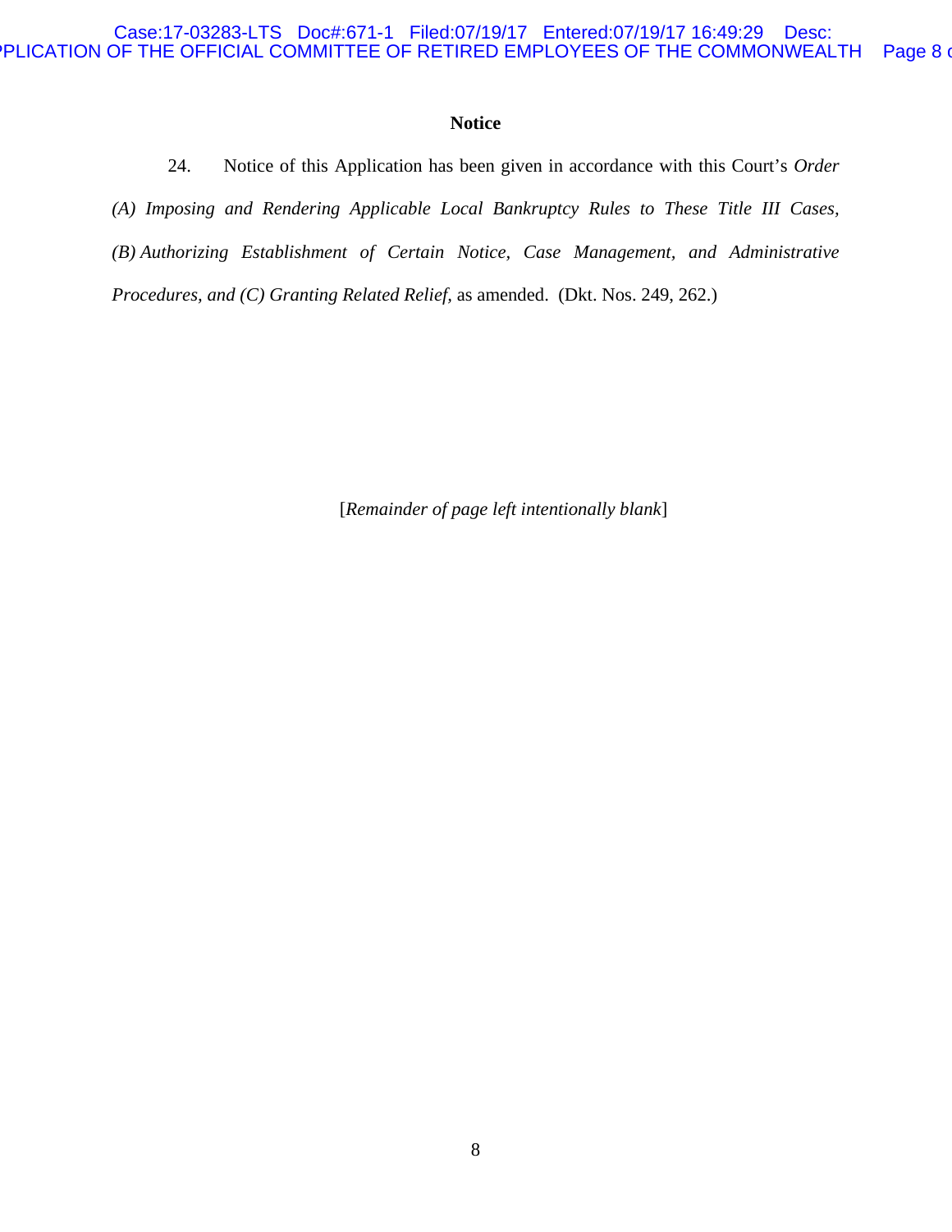## Notice

24. Notice of this Application has been given in accordance with this Court's *Order (A) Imposing and Rendering Applicable Local Bankruptcy Rules to These Title III Cases, (B) Authorizing Establishment of Certain Notice, Case Management, and Administrative Procedures, and (C) Granting Related Relief*, as amended. (Dkt. Nos. 249, 262.)

[*Remainder of page left intentionally blank*]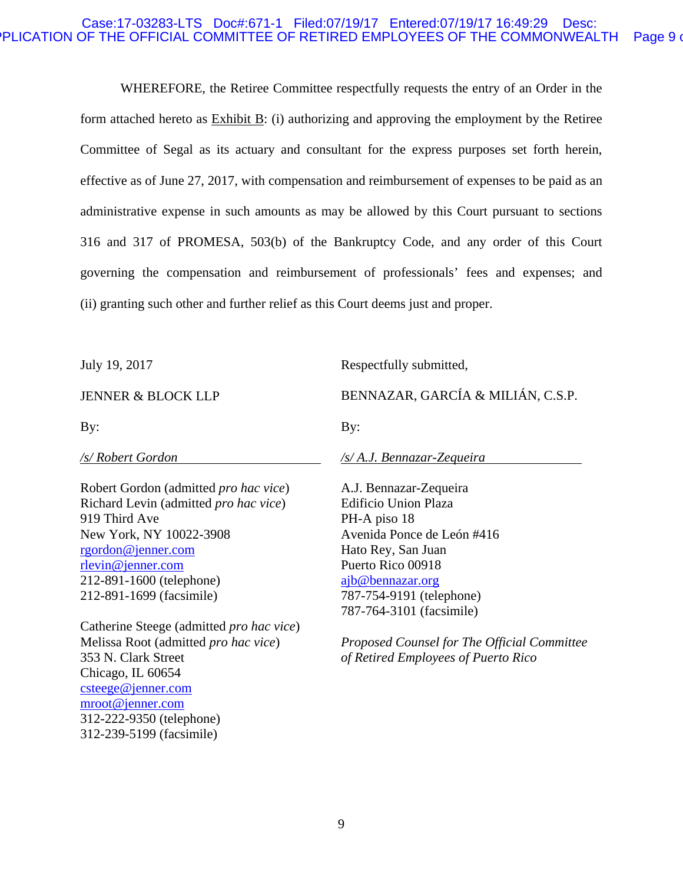WHEREFORE, the Retiree Committee respectfully requests the entry of an Order in the form attached hereto as Exhibit B: (i) authorizing and approving the employment by the Retiree Committee of Segal as its actuary and consultant for the express purposes set forth herein, effective as of June 27, 2017, with compensation and reimbursement of expenses to be paid as an administrative expense in such amounts as may be allowed by this Court pursuant to sections 316 and 317 of PROMESA, 503(b) of the Bankruptcy Code, and any order of this Court governing the compensation and reimbursement of professionals' fees and expenses; and (ii) granting such other and further relief as this Court deems just and proper.

July 19, 2017

JENNER & BLOCK LLP

By:

*/s/ Robert Gordon*

Robert Gordon (admitted *pro hac vice*)
Richard Levin (admitted *pro hac vice*)
919 Third Ave
New York, NY 10022-3908
rgordon@jenner.com
rlevin@jenner.com
212-891-1600 (telephone)
212-891-1699 (facsimile)

Catherine Steege (admitted *pro hac vice*)
Melissa Root (admitted *pro hac vice*)
353 N. Clark Street
Chicago, IL 60654
csteege@jenner.com
mroot@jenner.com
312-222-9350 (telephone)
312-239-5199 (facsimile)

Respectfully submitted,

BENNAZAR, GARCÍA & MILIÁN, C.S.P.

By:

*/s/ A.J. Bennazar-Zequeira*

A.J. Bennazar-Zequeira
Edificio Union Plaza
PH-A piso 18
Avenida Ponce de León #416
Hato Rey, San Juan
Puerto Rico 00918
ajb@bennazar.org
787-754-9191 (telephone)
787-764-3101 (facsimile)

*Proposed Counsel for The Official Committee of Retired Employees of Puerto Rico*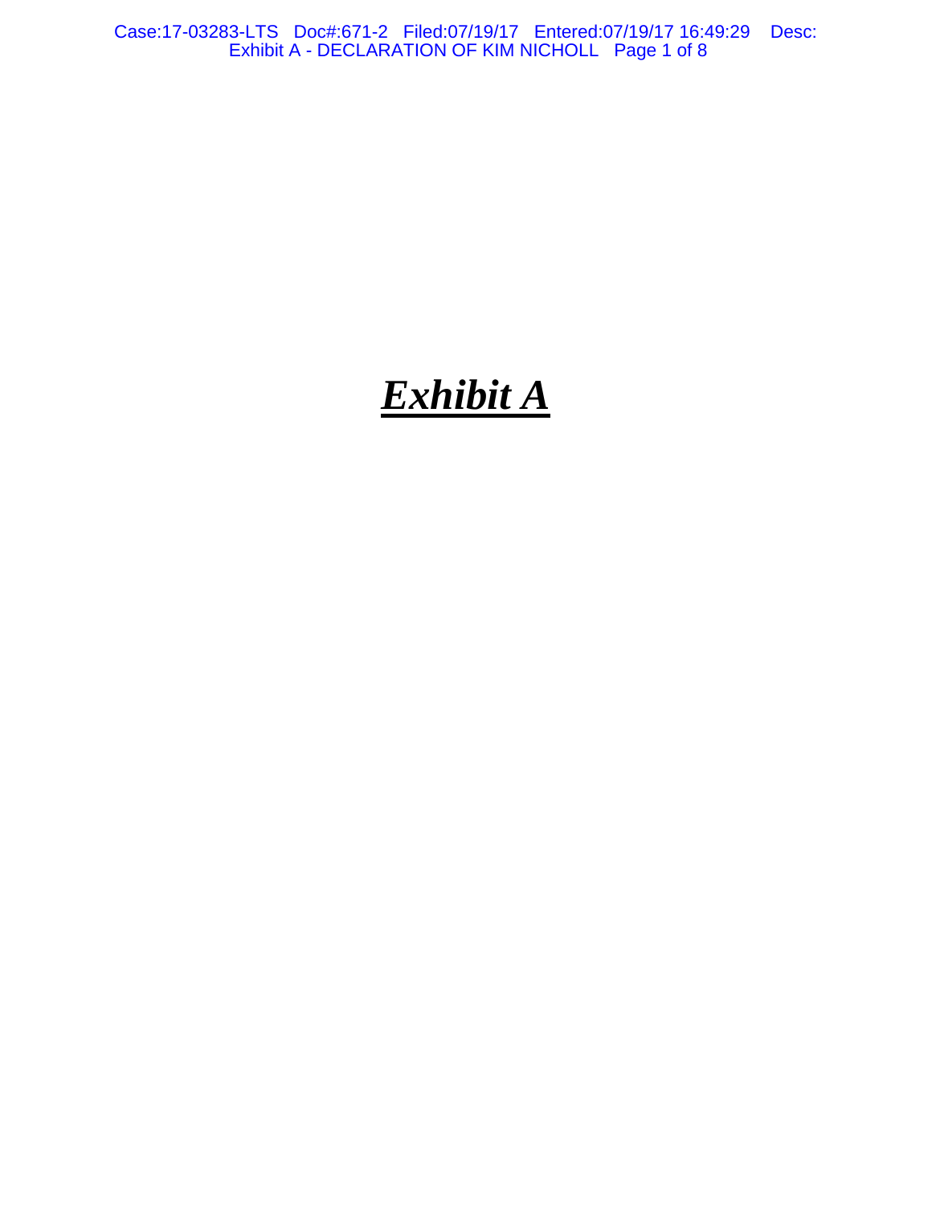# ***Exhibit A***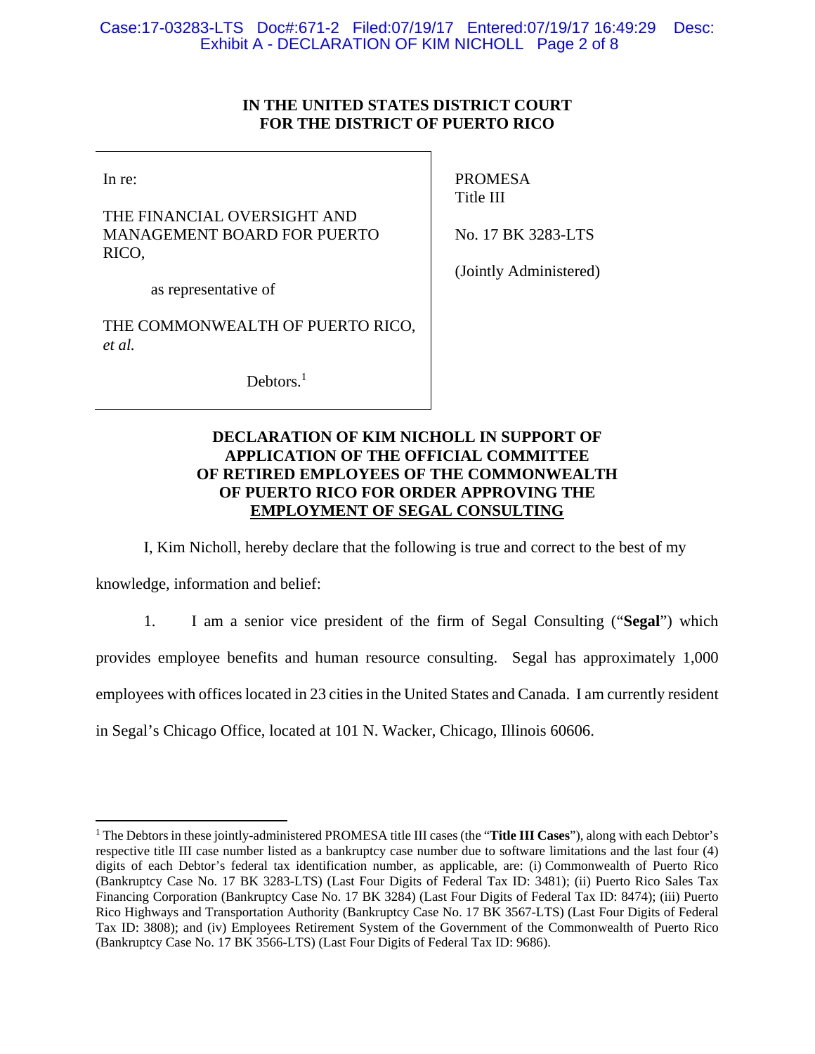**IN THE UNITED STATES DISTRICT COURT**
**FOR THE DISTRICT OF PUERTO RICO**

| | |
|---|---|
| In re:<br><br>THE FINANCIAL OVERSIGHT AND MANAGEMENT BOARD FOR PUERTO RICO,<br><br>as representative of<br><br>THE COMMONWEALTH OF PUERTO RICO, *et al.*<br><br>Debtors.[1] | PROMESA<br>Title III<br><br>No. 17 BK 3283-LTS<br><br>(Jointly Administered) |

**DECLARATION OF KIM NICHOLL IN SUPPORT OF APPLICATION OF THE OFFICIAL COMMITTEE OF RETIRED EMPLOYEES OF THE COMMONWEALTH OF PUERTO RICO FOR ORDER APPROVING THE EMPLOYMENT OF SEGAL CONSULTING**

I, Kim Nicholl, hereby declare that the following is true and correct to the best of my knowledge, information and belief:

1. I am a senior vice president of the firm of Segal Consulting ("**Segal**") which provides employee benefits and human resource consulting. Segal has approximately 1,000 employees with offices located in 23 cities in the United States and Canada. I am currently resident in Segal's Chicago Office, located at 101 N. Wacker, Chicago, Illinois 60606.

---

[1] The Debtors in these jointly-administered PROMESA title III cases (the "**Title III Cases**"), along with each Debtor's respective title III case number listed as a bankruptcy case number due to software limitations and the last four (4) digits of each Debtor's federal tax identification number, as applicable, are: (i) Commonwealth of Puerto Rico (Bankruptcy Case No. 17 BK 3283-LTS) (Last Four Digits of Federal Tax ID: 3481); (ii) Puerto Rico Sales Tax Financing Corporation (Bankruptcy Case No. 17 BK 3284) (Last Four Digits of Federal Tax ID: 8474); (iii) Puerto Rico Highways and Transportation Authority (Bankruptcy Case No. 17 BK 3567-LTS) (Last Four Digits of Federal Tax ID: 3808); and (iv) Employees Retirement System of the Government of the Commonwealth of Puerto Rico (Bankruptcy Case No. 17 BK 3566-LTS) (Last Four Digits of Federal Tax ID: 9686).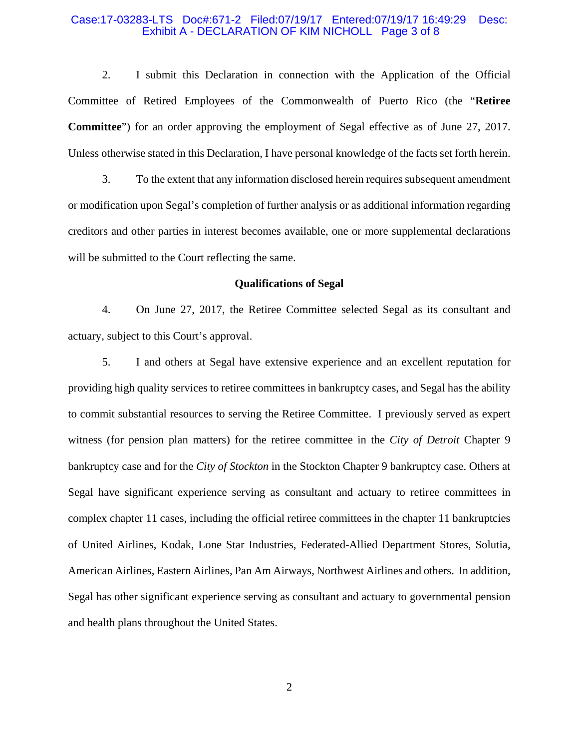2. I submit this Declaration in connection with the Application of the Official Committee of Retired Employees of the Commonwealth of Puerto Rico (the "**Retiree Committee**") for an order approving the employment of Segal effective as of June 27, 2017. Unless otherwise stated in this Declaration, I have personal knowledge of the facts set forth herein.

3. To the extent that any information disclosed herein requires subsequent amendment or modification upon Segal's completion of further analysis or as additional information regarding creditors and other parties in interest becomes available, one or more supplemental declarations will be submitted to the Court reflecting the same.

**Qualifications of Segal**

4. On June 27, 2017, the Retiree Committee selected Segal as its consultant and actuary, subject to this Court's approval.

5. I and others at Segal have extensive experience and an excellent reputation for providing high quality services to retiree committees in bankruptcy cases, and Segal has the ability to commit substantial resources to serving the Retiree Committee. I previously served as expert witness (for pension plan matters) for the retiree committee in the *City of Detroit* Chapter 9 bankruptcy case and for the *City of Stockton* in the Stockton Chapter 9 bankruptcy case. Others at Segal have significant experience serving as consultant and actuary to retiree committees in complex chapter 11 cases, including the official retiree committees in the chapter 11 bankruptcies of United Airlines, Kodak, Lone Star Industries, Federated-Allied Department Stores, Solutia, American Airlines, Eastern Airlines, Pan Am Airways, Northwest Airlines and others. In addition, Segal has other significant experience serving as consultant and actuary to governmental pension and health plans throughout the United States.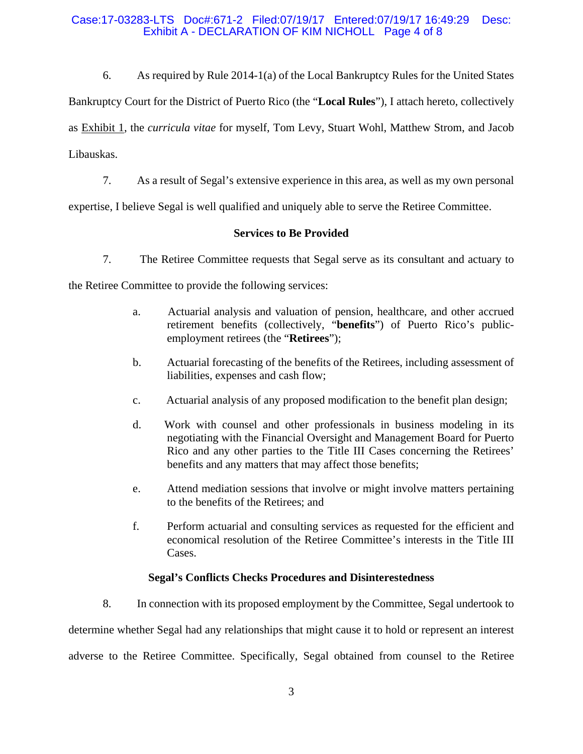6. As required by Rule 2014-1(a) of the Local Bankruptcy Rules for the United States Bankruptcy Court for the District of Puerto Rico (the "**Local Rules**"), I attach hereto, collectively as Exhibit 1, the *curricula vitae* for myself, Tom Levy, Stuart Wohl, Matthew Strom, and Jacob Libauskas.

7. As a result of Segal's extensive experience in this area, as well as my own personal expertise, I believe Segal is well qualified and uniquely able to serve the Retiree Committee.

**Services to Be Provided**

7. The Retiree Committee requests that Segal serve as its consultant and actuary to the Retiree Committee to provide the following services:

> a. Actuarial analysis and valuation of pension, healthcare, and other accrued retirement benefits (collectively, "**benefits**") of Puerto Rico's public-employment retirees (the "**Retirees**");
>
> b. Actuarial forecasting of the benefits of the Retirees, including assessment of liabilities, expenses and cash flow;
>
> c. Actuarial analysis of any proposed modification to the benefit plan design;
>
> d. Work with counsel and other professionals in business modeling in its negotiating with the Financial Oversight and Management Board for Puerto Rico and any other parties to the Title III Cases concerning the Retirees' benefits and any matters that may affect those benefits;
>
> e. Attend mediation sessions that involve or might involve matters pertaining to the benefits of the Retirees; and
>
> f. Perform actuarial and consulting services as requested for the efficient and economical resolution of the Retiree Committee's interests in the Title III Cases.

**Segal's Conflicts Checks Procedures and Disinterestedness**

8. In connection with its proposed employment by the Committee, Segal undertook to determine whether Segal had any relationships that might cause it to hold or represent an interest adverse to the Retiree Committee. Specifically, Segal obtained from counsel to the Retiree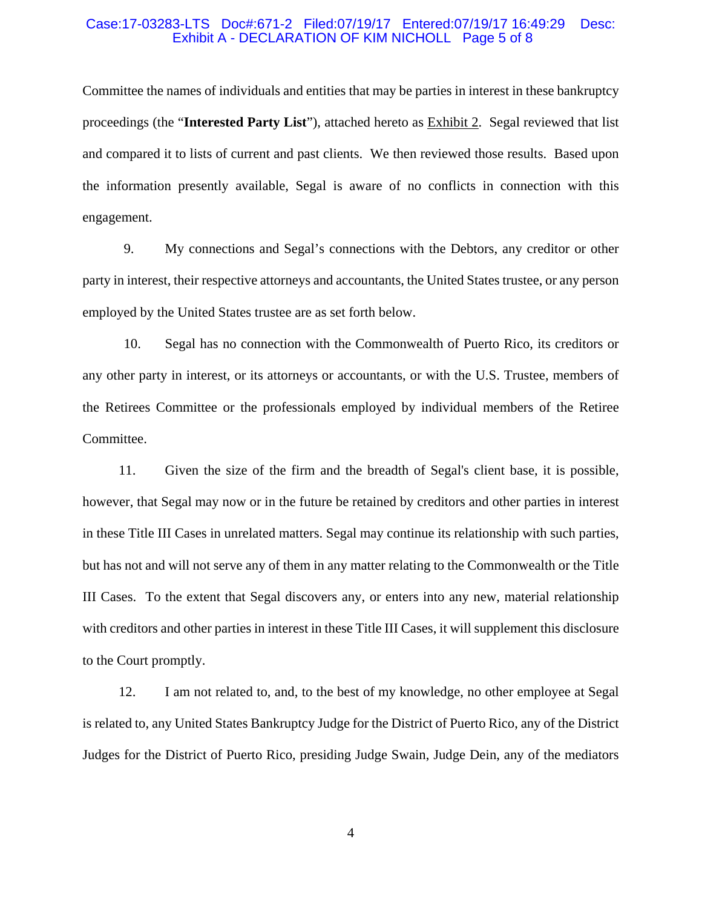Committee the names of individuals and entities that may be parties in interest in these bankruptcy proceedings (the "**Interested Party List**"), attached hereto as Exhibit 2. Segal reviewed that list and compared it to lists of current and past clients. We then reviewed those results. Based upon the information presently available, Segal is aware of no conflicts in connection with this engagement.

9. My connections and Segal's connections with the Debtors, any creditor or other party in interest, their respective attorneys and accountants, the United States trustee, or any person employed by the United States trustee are as set forth below.

10. Segal has no connection with the Commonwealth of Puerto Rico, its creditors or any other party in interest, or its attorneys or accountants, or with the U.S. Trustee, members of the Retirees Committee or the professionals employed by individual members of the Retiree Committee.

11. Given the size of the firm and the breadth of Segal's client base, it is possible, however, that Segal may now or in the future be retained by creditors and other parties in interest in these Title III Cases in unrelated matters. Segal may continue its relationship with such parties, but has not and will not serve any of them in any matter relating to the Commonwealth or the Title III Cases. To the extent that Segal discovers any, or enters into any new, material relationship with creditors and other parties in interest in these Title III Cases, it will supplement this disclosure to the Court promptly.

12. I am not related to, and, to the best of my knowledge, no other employee at Segal is related to, any United States Bankruptcy Judge for the District of Puerto Rico, any of the District Judges for the District of Puerto Rico, presiding Judge Swain, Judge Dein, any of the mediators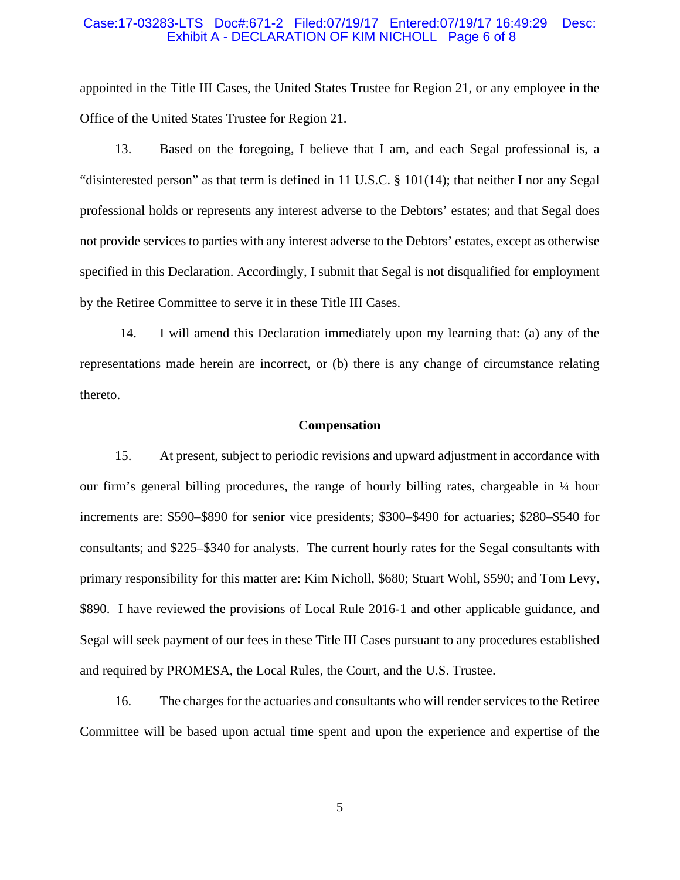appointed in the Title III Cases, the United States Trustee for Region 21, or any employee in the Office of the United States Trustee for Region 21.

13. Based on the foregoing, I believe that I am, and each Segal professional is, a "disinterested person" as that term is defined in 11 U.S.C. § 101(14); that neither I nor any Segal professional holds or represents any interest adverse to the Debtors' estates; and that Segal does not provide services to parties with any interest adverse to the Debtors' estates, except as otherwise specified in this Declaration. Accordingly, I submit that Segal is not disqualified for employment by the Retiree Committee to serve it in these Title III Cases.

14. I will amend this Declaration immediately upon my learning that: (a) any of the representations made herein are incorrect, or (b) there is any change of circumstance relating thereto.

**Compensation**

15. At present, subject to periodic revisions and upward adjustment in accordance with our firm's general billing procedures, the range of hourly billing rates, chargeable in ¼ hour increments are: \$590–\$890 for senior vice presidents; \$300–\$490 for actuaries; \$280–\$540 for consultants; and \$225–\$340 for analysts. The current hourly rates for the Segal consultants with primary responsibility for this matter are: Kim Nicholl, \$680; Stuart Wohl, \$590; and Tom Levy, \$890. I have reviewed the provisions of Local Rule 2016-1 and other applicable guidance, and Segal will seek payment of our fees in these Title III Cases pursuant to any procedures established and required by PROMESA, the Local Rules, the Court, and the U.S. Trustee.

16. The charges for the actuaries and consultants who will render services to the Retiree Committee will be based upon actual time spent and upon the experience and expertise of the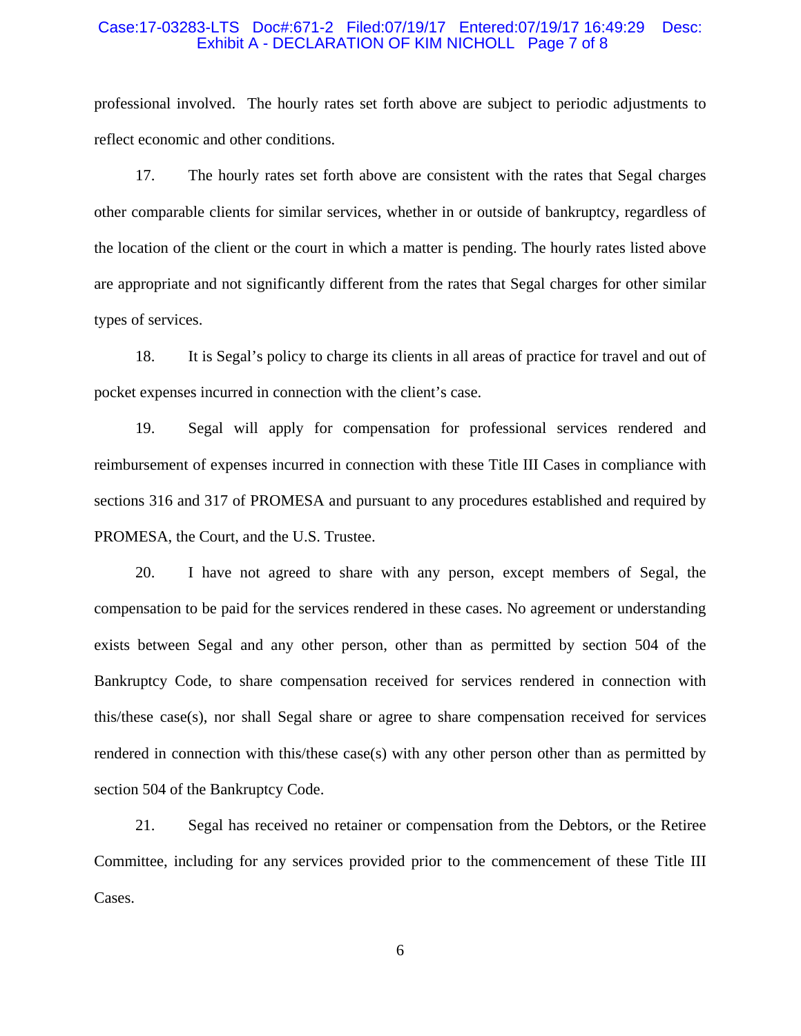professional involved. The hourly rates set forth above are subject to periodic adjustments to reflect economic and other conditions.

17. The hourly rates set forth above are consistent with the rates that Segal charges other comparable clients for similar services, whether in or outside of bankruptcy, regardless of the location of the client or the court in which a matter is pending. The hourly rates listed above are appropriate and not significantly different from the rates that Segal charges for other similar types of services.

18. It is Segal's policy to charge its clients in all areas of practice for travel and out of pocket expenses incurred in connection with the client's case.

19. Segal will apply for compensation for professional services rendered and reimbursement of expenses incurred in connection with these Title III Cases in compliance with sections 316 and 317 of PROMESA and pursuant to any procedures established and required by PROMESA, the Court, and the U.S. Trustee.

20. I have not agreed to share with any person, except members of Segal, the compensation to be paid for the services rendered in these cases. No agreement or understanding exists between Segal and any other person, other than as permitted by section 504 of the Bankruptcy Code, to share compensation received for services rendered in connection with this/these case(s), nor shall Segal share or agree to share compensation received for services rendered in connection with this/these case(s) with any other person other than as permitted by section 504 of the Bankruptcy Code.

21. Segal has received no retainer or compensation from the Debtors, or the Retiree Committee, including for any services provided prior to the commencement of these Title III Cases.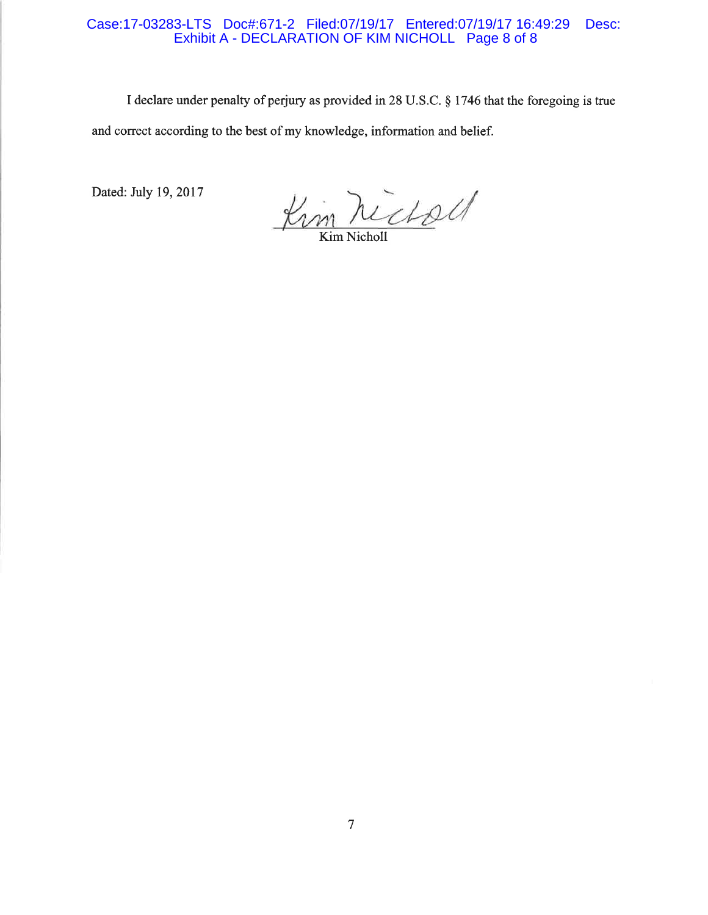I declare under penalty of perjury as provided in 28 U.S.C. § 1746 that the foregoing is true and correct according to the best of my knowledge, information and belief.

Dated: July 19, 2017

Kim Nicholl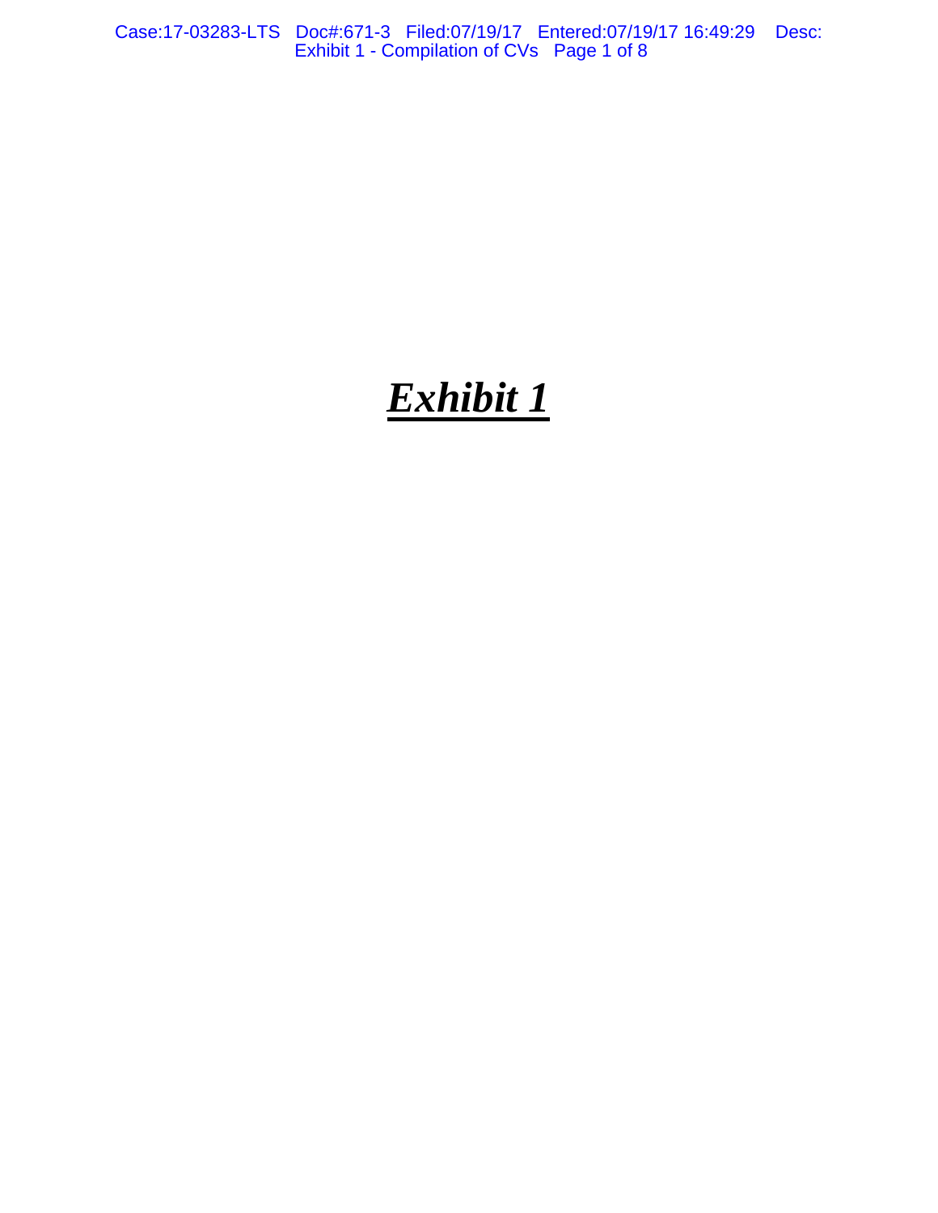# ***Exhibit 1***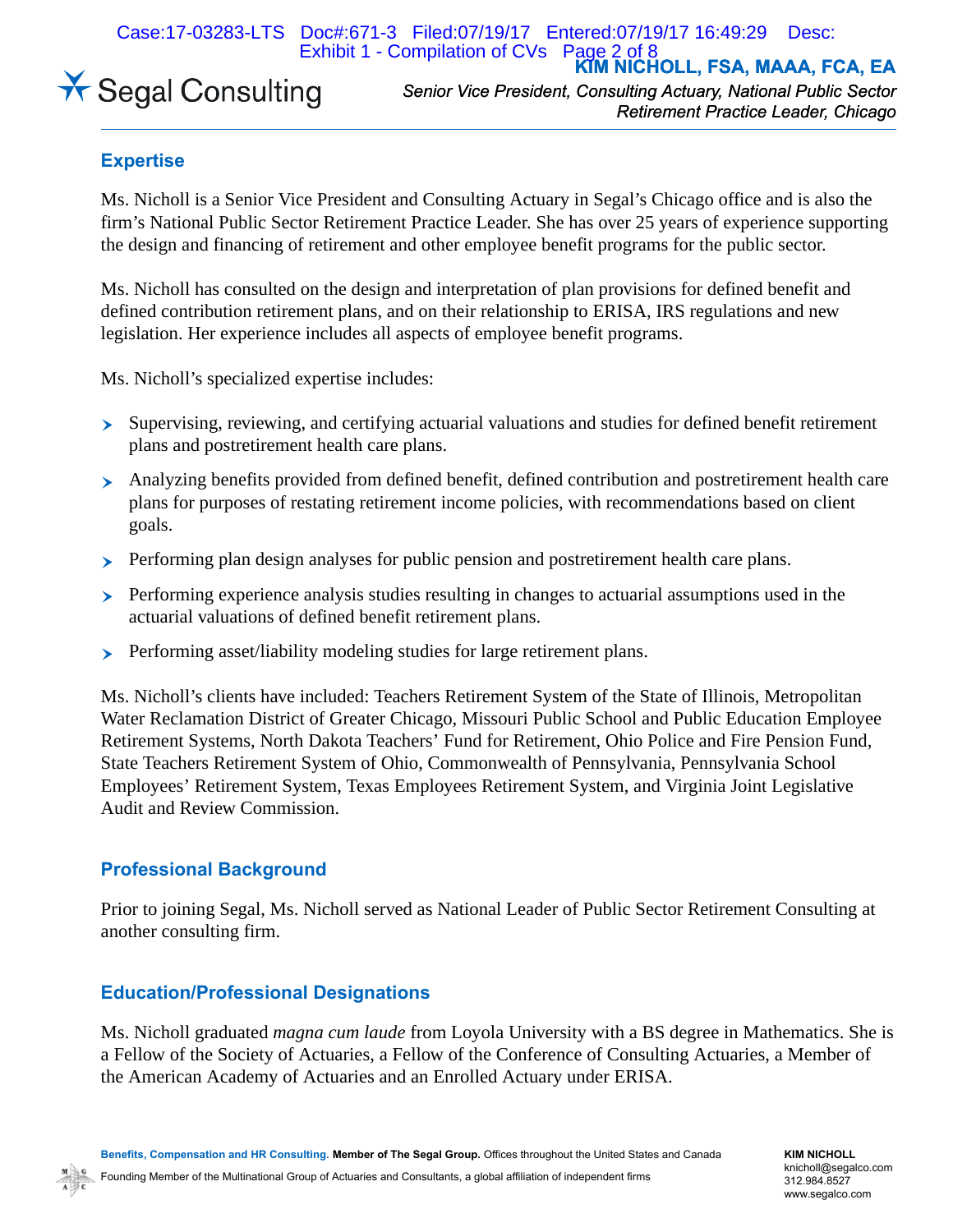Segal Consulting

**KIM NICHOLL, FSA, MAAA, FCA, EA**

*Senior Vice President, Consulting Actuary, National Public Sector Retirement Practice Leader, Chicago*

## Expertise

Ms. Nicholl is a Senior Vice President and Consulting Actuary in Segal's Chicago office and is also the firm's National Public Sector Retirement Practice Leader. She has over 25 years of experience supporting the design and financing of retirement and other employee benefit programs for the public sector.

Ms. Nicholl has consulted on the design and interpretation of plan provisions for defined benefit and defined contribution retirement plans, and on their relationship to ERISA, IRS regulations and new legislation. Her experience includes all aspects of employee benefit programs.

Ms. Nicholl's specialized expertise includes:

- Supervising, reviewing, and certifying actuarial valuations and studies for defined benefit retirement plans and postretirement health care plans.
- Analyzing benefits provided from defined benefit, defined contribution and postretirement health care plans for purposes of restating retirement income policies, with recommendations based on client goals.
- Performing plan design analyses for public pension and postretirement health care plans.
- Performing experience analysis studies resulting in changes to actuarial assumptions used in the actuarial valuations of defined benefit retirement plans.
- Performing asset/liability modeling studies for large retirement plans.

Ms. Nicholl's clients have included: Teachers Retirement System of the State of Illinois, Metropolitan Water Reclamation District of Greater Chicago, Missouri Public School and Public Education Employee Retirement Systems, North Dakota Teachers' Fund for Retirement, Ohio Police and Fire Pension Fund, State Teachers Retirement System of Ohio, Commonwealth of Pennsylvania, Pennsylvania School Employees' Retirement System, Texas Employees Retirement System, and Virginia Joint Legislative Audit and Review Commission.

## Professional Background

Prior to joining Segal, Ms. Nicholl served as National Leader of Public Sector Retirement Consulting at another consulting firm.

## Education/Professional Designations

Ms. Nicholl graduated *magna cum laude* from Loyola University with a BS degree in Mathematics. She is a Fellow of the Society of Actuaries, a Fellow of the Conference of Consulting Actuaries, a Member of the American Academy of Actuaries and an Enrolled Actuary under ERISA.

**Benefits, Compensation and HR Consulting. Member of The Segal Group.** Offices throughout the United States and Canada

Founding Member of the Multinational Group of Actuaries and Consultants, a global affiliation of independent firms

**KIM NICHOLL**
knicholl@segalco.com
312.984.8527
www.segalco.com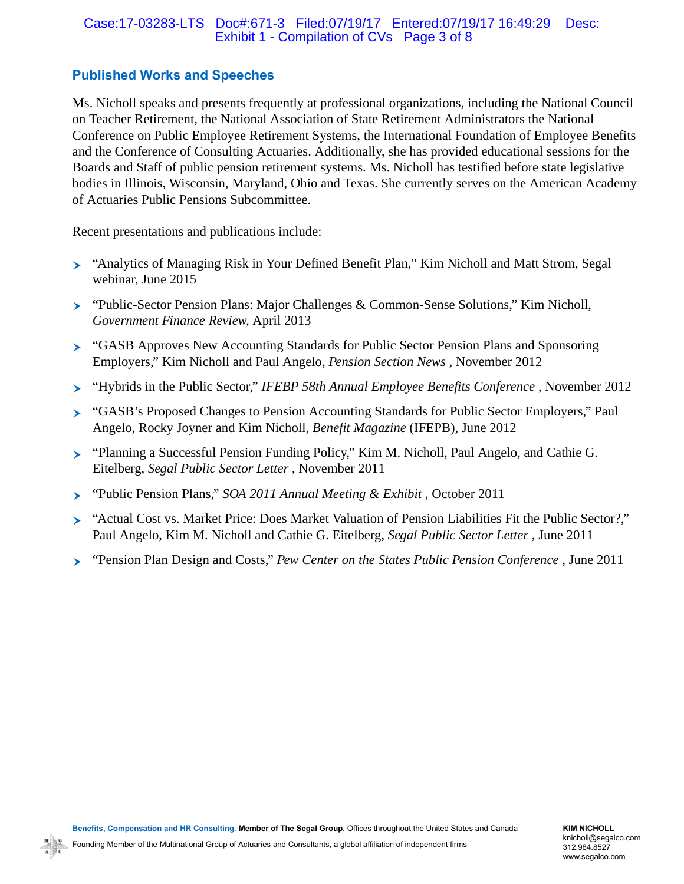## Published Works and Speeches

Ms. Nicholl speaks and presents frequently at professional organizations, including the National Council on Teacher Retirement, the National Association of State Retirement Administrators the National Conference on Public Employee Retirement Systems, the International Foundation of Employee Benefits and the Conference of Consulting Actuaries. Additionally, she has provided educational sessions for the Boards and Staff of public pension retirement systems. Ms. Nicholl has testified before state legislative bodies in Illinois, Wisconsin, Maryland, Ohio and Texas. She currently serves on the American Academy of Actuaries Public Pensions Subcommittee.

Recent presentations and publications include:

- "Analytics of Managing Risk in Your Defined Benefit Plan," Kim Nicholl and Matt Strom, Segal webinar, June 2015
- "Public-Sector Pension Plans: Major Challenges & Common-Sense Solutions," Kim Nicholl, *Government Finance Review,* April 2013
- "GASB Approves New Accounting Standards for Public Sector Pension Plans and Sponsoring Employers," Kim Nicholl and Paul Angelo, *Pension Section News* , November 2012
- "Hybrids in the Public Sector," *IFEBP 58th Annual Employee Benefits Conference* , November 2012
- "GASB's Proposed Changes to Pension Accounting Standards for Public Sector Employers," Paul Angelo, Rocky Joyner and Kim Nicholl, *Benefit Magazine* (IFEPB), June 2012
- "Planning a Successful Pension Funding Policy," Kim M. Nicholl, Paul Angelo, and Cathie G. Eitelberg, *Segal Public Sector Letter* , November 2011
- "Public Pension Plans," *SOA 2011 Annual Meeting & Exhibit* , October 2011
- "Actual Cost vs. Market Price: Does Market Valuation of Pension Liabilities Fit the Public Sector?," Paul Angelo, Kim M. Nicholl and Cathie G. Eitelberg, *Segal Public Sector Letter* , June 2011
- "Pension Plan Design and Costs," *Pew Center on the States Public Pension Conference* , June 2011

**Benefits, Compensation and HR Consulting. Member of The Segal Group.** Offices throughout the United States and Canada

Founding Member of the Multinational Group of Actuaries and Consultants, a global affiliation of independent firms

**KIM NICHOLL**
knicholl@segalco.com
312.984.8527
www.segalco.com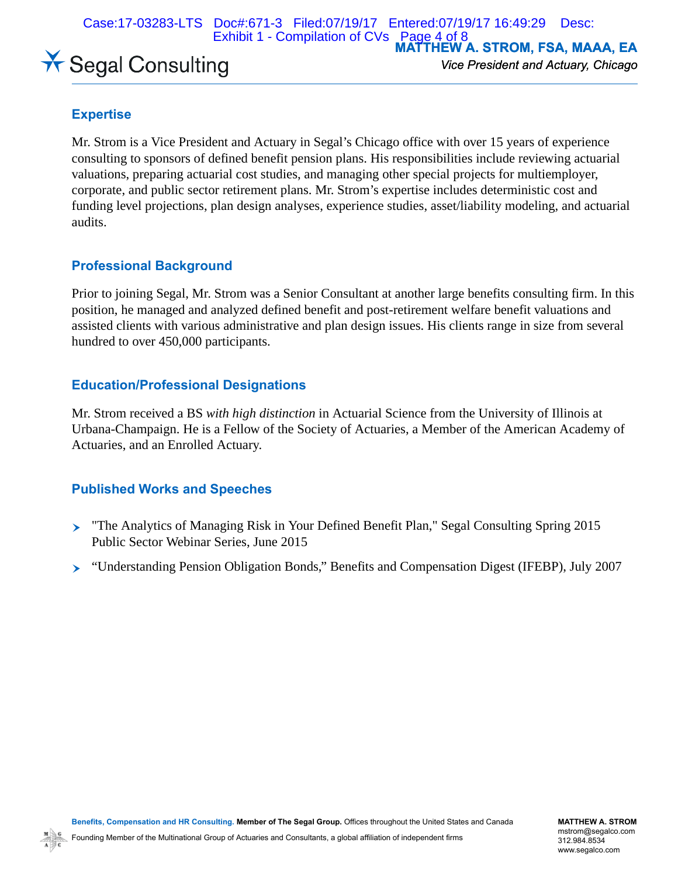# MATTHEW A. STROM, FSA, MAAA, EA

*Vice President and Actuary, Chicago*

Segal Consulting

## Expertise

Mr. Strom is a Vice President and Actuary in Segal's Chicago office with over 15 years of experience consulting to sponsors of defined benefit pension plans. His responsibilities include reviewing actuarial valuations, preparing actuarial cost studies, and managing other special projects for multiemployer, corporate, and public sector retirement plans. Mr. Strom's expertise includes deterministic cost and funding level projections, plan design analyses, experience studies, asset/liability modeling, and actuarial audits.

## Professional Background

Prior to joining Segal, Mr. Strom was a Senior Consultant at another large benefits consulting firm. In this position, he managed and analyzed defined benefit and post-retirement welfare benefit valuations and assisted clients with various administrative and plan design issues. His clients range in size from several hundred to over 450,000 participants.

## Education/Professional Designations

Mr. Strom received a BS *with high distinction* in Actuarial Science from the University of Illinois at Urbana-Champaign. He is a Fellow of the Society of Actuaries, a Member of the American Academy of Actuaries, and an Enrolled Actuary.

## Published Works and Speeches

- "The Analytics of Managing Risk in Your Defined Benefit Plan," Segal Consulting Spring 2015 Public Sector Webinar Series, June 2015
- "Understanding Pension Obligation Bonds," Benefits and Compensation Digest (IFEBP), July 2007

**Benefits, Compensation and HR Consulting. Member of The Segal Group.** Offices throughout the United States and Canada

Founding Member of the Multinational Group of Actuaries and Consultants, a global affiliation of independent firms

**MATTHEW A. STROM**
mstrom@segalco.com
312.984.8534
www.segalco.com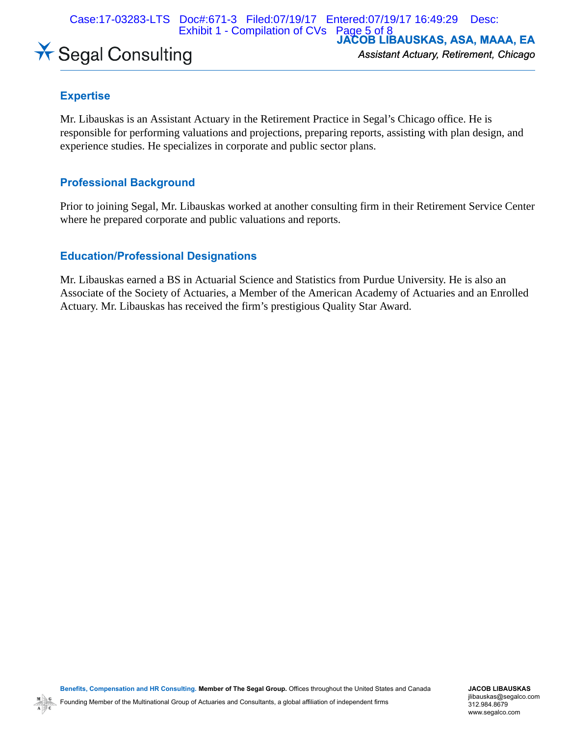Segal Consulting

**JACOB LIBAUSKAS, ASA, MAAA, EA**

*Assistant Actuary, Retirement, Chicago*

## Expertise

Mr. Libauskas is an Assistant Actuary in the Retirement Practice in Segal's Chicago office. He is responsible for performing valuations and projections, preparing reports, assisting with plan design, and experience studies. He specializes in corporate and public sector plans.

## Professional Background

Prior to joining Segal, Mr. Libauskas worked at another consulting firm in their Retirement Service Center where he prepared corporate and public valuations and reports.

## Education/Professional Designations

Mr. Libauskas earned a BS in Actuarial Science and Statistics from Purdue University. He is also an Associate of the Society of Actuaries, a Member of the American Academy of Actuaries and an Enrolled Actuary. Mr. Libauskas has received the firm's prestigious Quality Star Award.

**Benefits, Compensation and HR Consulting. Member of The Segal Group.** Offices throughout the United States and Canada

Founding Member of the Multinational Group of Actuaries and Consultants, a global affiliation of independent firms

**JACOB LIBAUSKAS**
jlibauskas@segalco.com
312.984.8679
www.segalco.com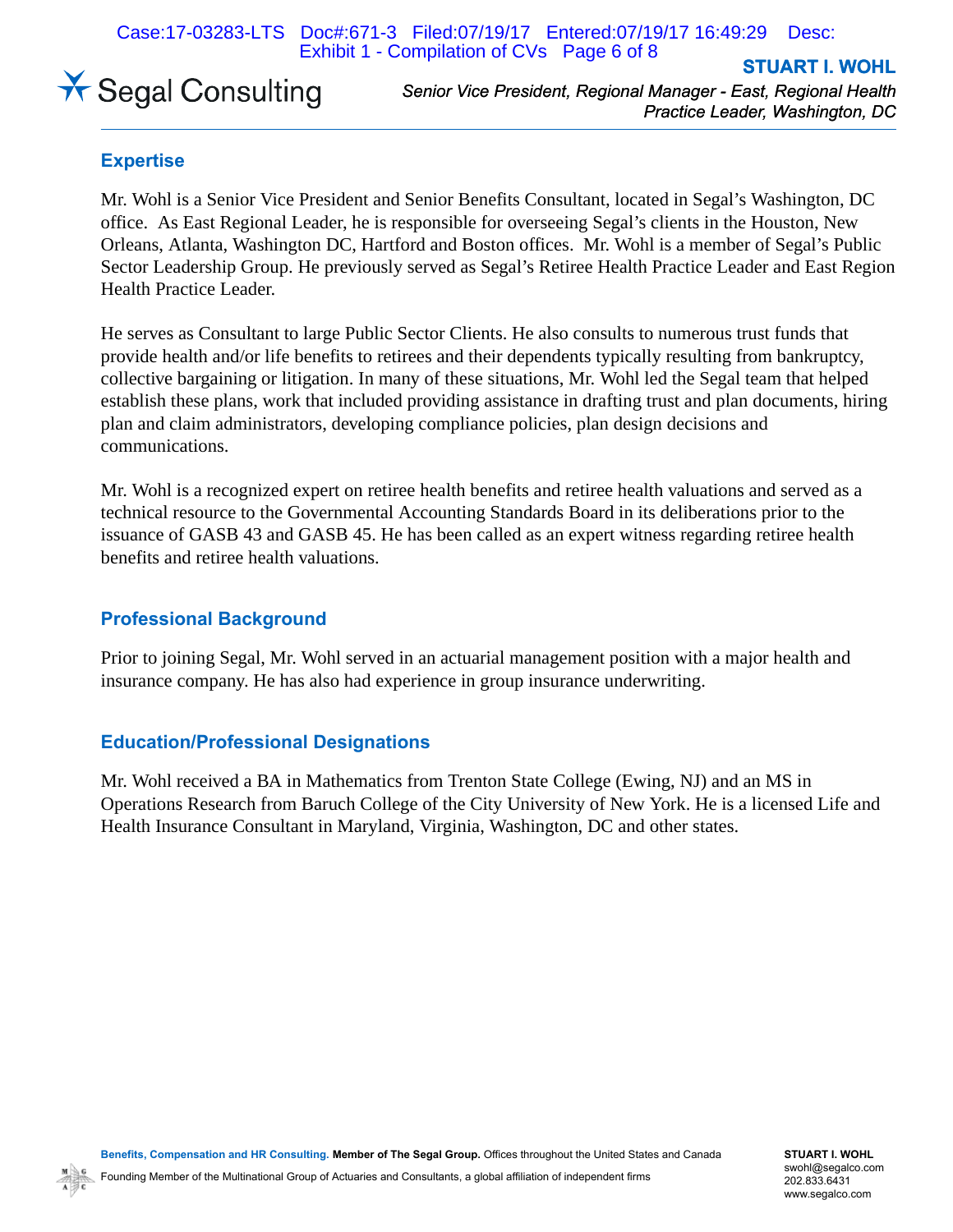Segal Consulting

**STUART I. WOHL**

*Senior Vice President, Regional Manager - East, Regional Health Practice Leader, Washington, DC*

## Expertise

Mr. Wohl is a Senior Vice President and Senior Benefits Consultant, located in Segal's Washington, DC office. As East Regional Leader, he is responsible for overseeing Segal's clients in the Houston, New Orleans, Atlanta, Washington DC, Hartford and Boston offices. Mr. Wohl is a member of Segal's Public Sector Leadership Group. He previously served as Segal's Retiree Health Practice Leader and East Region Health Practice Leader.

He serves as Consultant to large Public Sector Clients. He also consults to numerous trust funds that provide health and/or life benefits to retirees and their dependents typically resulting from bankruptcy, collective bargaining or litigation. In many of these situations, Mr. Wohl led the Segal team that helped establish these plans, work that included providing assistance in drafting trust and plan documents, hiring plan and claim administrators, developing compliance policies, plan design decisions and communications.

Mr. Wohl is a recognized expert on retiree health benefits and retiree health valuations and served as a technical resource to the Governmental Accounting Standards Board in its deliberations prior to the issuance of GASB 43 and GASB 45. He has been called as an expert witness regarding retiree health benefits and retiree health valuations.

## Professional Background

Prior to joining Segal, Mr. Wohl served in an actuarial management position with a major health and insurance company. He has also had experience in group insurance underwriting.

## Education/Professional Designations

Mr. Wohl received a BA in Mathematics from Trenton State College (Ewing, NJ) and an MS in Operations Research from Baruch College of the City University of New York. He is a licensed Life and Health Insurance Consultant in Maryland, Virginia, Washington, DC and other states.

**Benefits, Compensation and HR Consulting. Member of The Segal Group.** Offices throughout the United States and Canada

Founding Member of the Multinational Group of Actuaries and Consultants, a global affiliation of independent firms

**STUART I. WOHL**
swohl@segalco.com
202.833.6431
www.segalco.com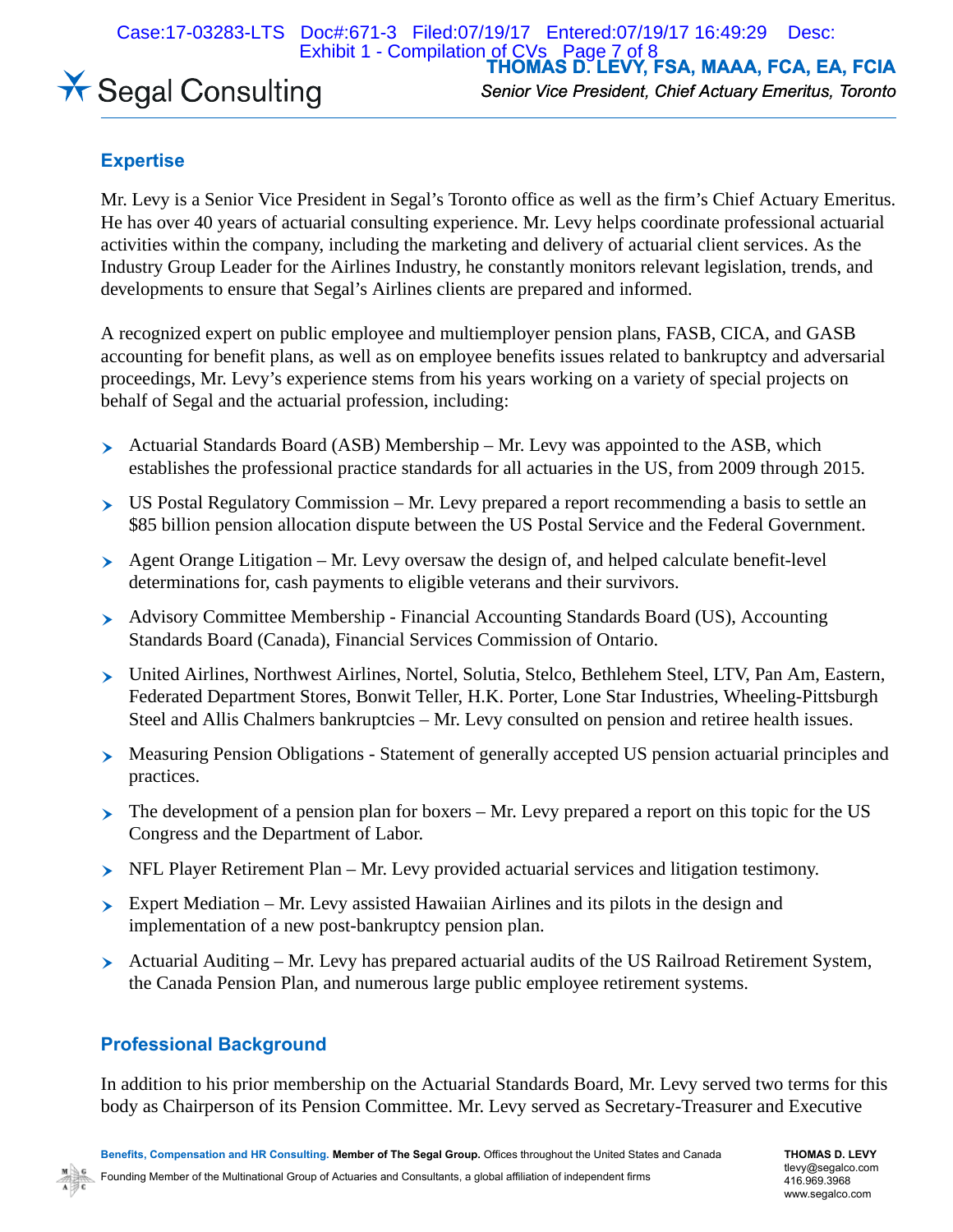Segal Consulting

**THOMAS D. LEVY, FSA, MAAA, FCA, EA, FCIA**

*Senior Vice President, Chief Actuary Emeritus, Toronto*

## Expertise

Mr. Levy is a Senior Vice President in Segal's Toronto office as well as the firm's Chief Actuary Emeritus. He has over 40 years of actuarial consulting experience. Mr. Levy helps coordinate professional actuarial activities within the company, including the marketing and delivery of actuarial client services. As the Industry Group Leader for the Airlines Industry, he constantly monitors relevant legislation, trends, and developments to ensure that Segal's Airlines clients are prepared and informed.

A recognized expert on public employee and multiemployer pension plans, FASB, CICA, and GASB accounting for benefit plans, as well as on employee benefits issues related to bankruptcy and adversarial proceedings, Mr. Levy's experience stems from his years working on a variety of special projects on behalf of Segal and the actuarial profession, including:

- Actuarial Standards Board (ASB) Membership – Mr. Levy was appointed to the ASB, which establishes the professional practice standards for all actuaries in the US, from 2009 through 2015.
- US Postal Regulatory Commission – Mr. Levy prepared a report recommending a basis to settle an $85 billion pension allocation dispute between the US Postal Service and the Federal Government.
- Agent Orange Litigation – Mr. Levy oversaw the design of, and helped calculate benefit-level determinations for, cash payments to eligible veterans and their survivors.
- Advisory Committee Membership - Financial Accounting Standards Board (US), Accounting Standards Board (Canada), Financial Services Commission of Ontario.
- United Airlines, Northwest Airlines, Nortel, Solutia, Stelco, Bethlehem Steel, LTV, Pan Am, Eastern, Federated Department Stores, Bonwit Teller, H.K. Porter, Lone Star Industries, Wheeling-Pittsburgh Steel and Allis Chalmers bankruptcies – Mr. Levy consulted on pension and retiree health issues.
- Measuring Pension Obligations - Statement of generally accepted US pension actuarial principles and practices.
- The development of a pension plan for boxers – Mr. Levy prepared a report on this topic for the US Congress and the Department of Labor.
- NFL Player Retirement Plan – Mr. Levy provided actuarial services and litigation testimony.
- Expert Mediation – Mr. Levy assisted Hawaiian Airlines and its pilots in the design and implementation of a new post-bankruptcy pension plan.
- Actuarial Auditing – Mr. Levy has prepared actuarial audits of the US Railroad Retirement System, the Canada Pension Plan, and numerous large public employee retirement systems.

## Professional Background

In addition to his prior membership on the Actuarial Standards Board, Mr. Levy served two terms for this body as Chairperson of its Pension Committee. Mr. Levy served as Secretary-Treasurer and Executive

**Benefits, Compensation and HR Consulting. Member of The Segal Group.** Offices throughout the United States and Canada

Founding Member of the Multinational Group of Actuaries and Consultants, a global affiliation of independent firms

**THOMAS D. LEVY**
tlevy@segalco.com
416.969.3968
www.segalco.com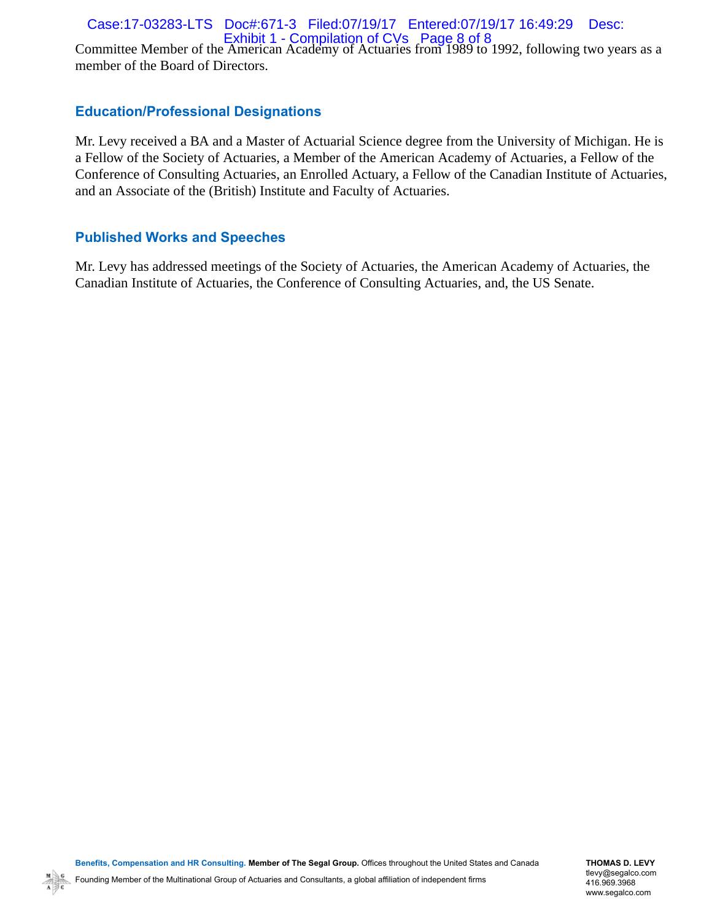Committee Member of the American Academy of Actuaries from 1989 to 1992, following two years as a member of the Board of Directors.

### Education/Professional Designations

Mr. Levy received a BA and a Master of Actuarial Science degree from the University of Michigan. He is a Fellow of the Society of Actuaries, a Member of the American Academy of Actuaries, a Fellow of the Conference of Consulting Actuaries, an Enrolled Actuary, a Fellow of the Canadian Institute of Actuaries, and an Associate of the (British) Institute and Faculty of Actuaries.

### Published Works and Speeches

Mr. Levy has addressed meetings of the Society of Actuaries, the American Academy of Actuaries, the Canadian Institute of Actuaries, the Conference of Consulting Actuaries, and, the US Senate.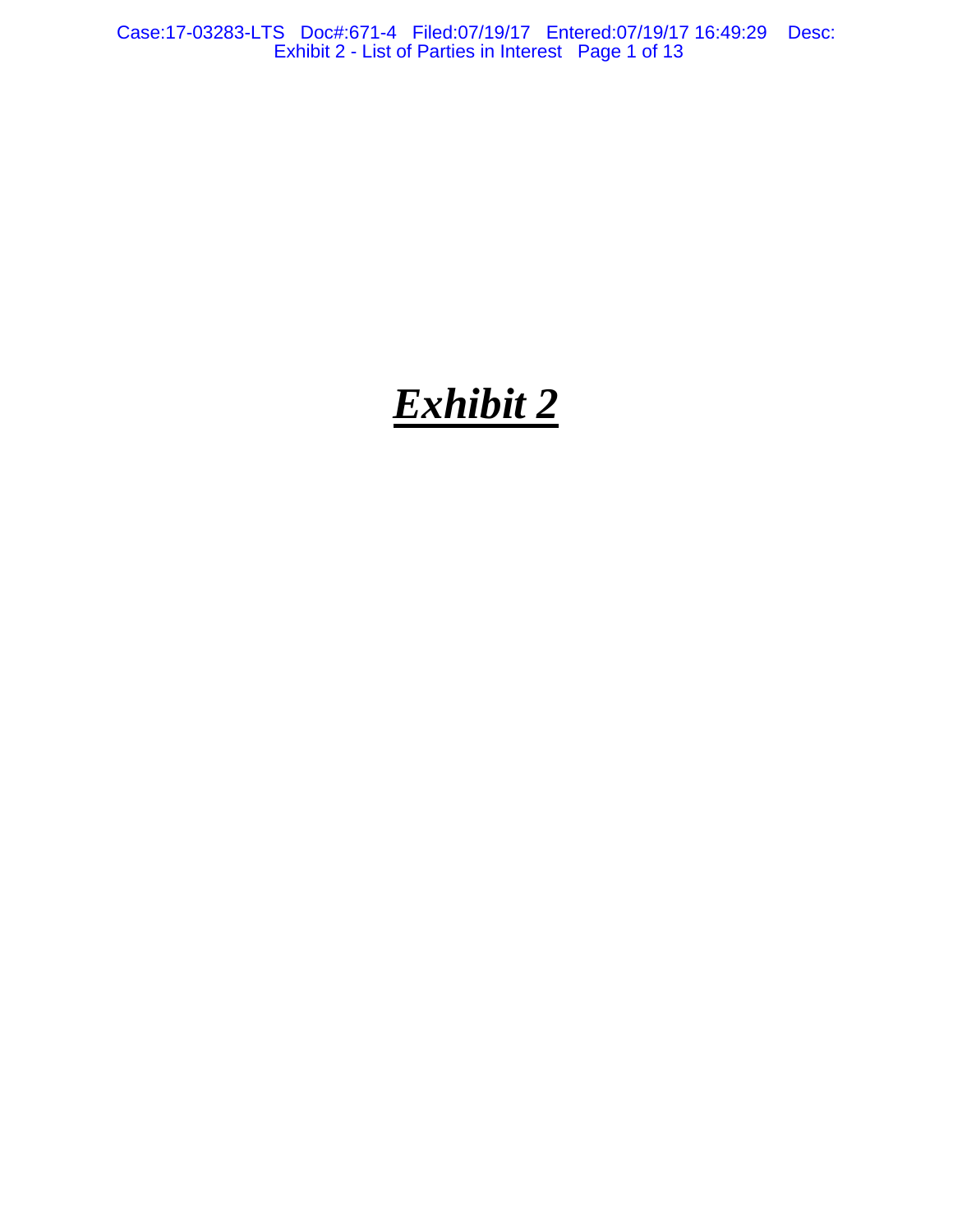***Exhibit 2***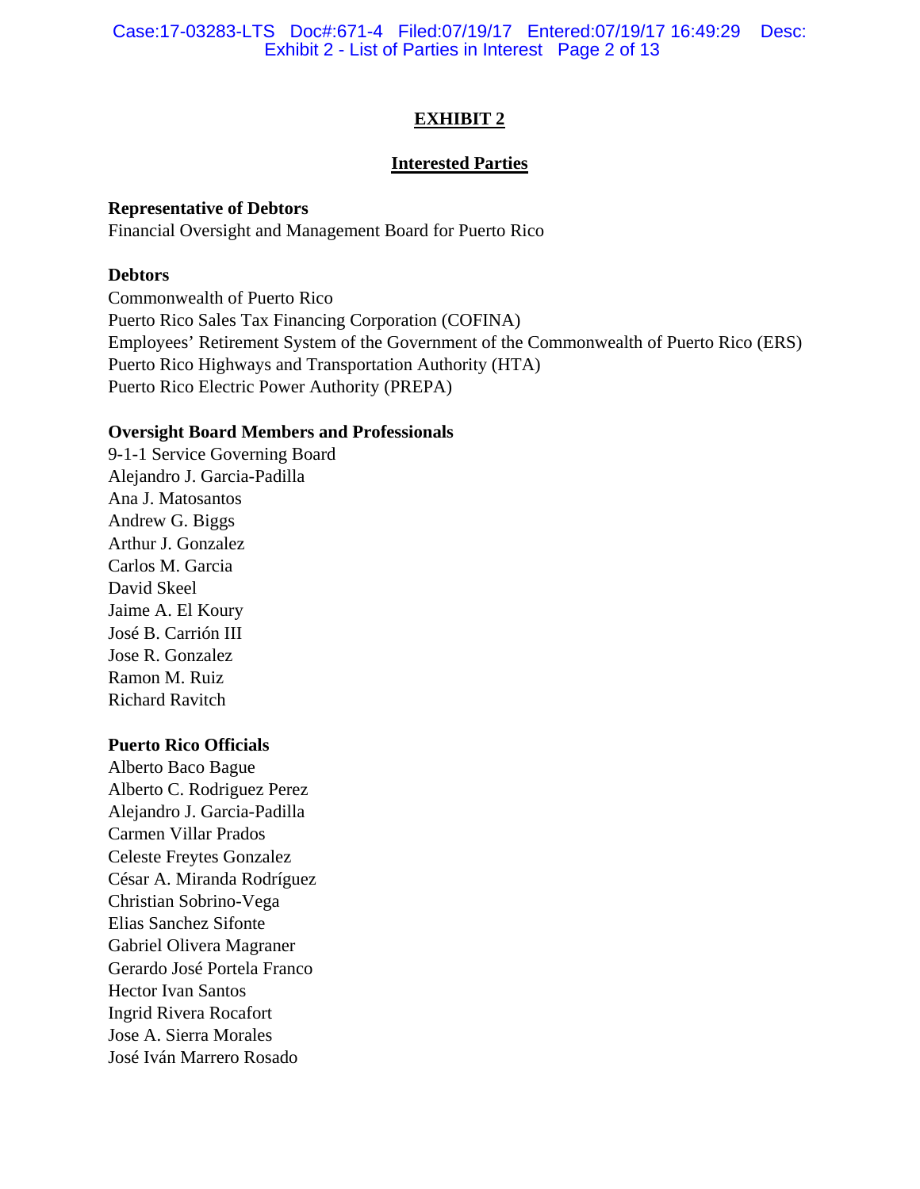# EXHIBIT 2

## Interested Parties

**Representative of Debtors**
Financial Oversight and Management Board for Puerto Rico

**Debtors**
Commonwealth of Puerto Rico
Puerto Rico Sales Tax Financing Corporation (COFINA)
Employees' Retirement System of the Government of the Commonwealth of Puerto Rico (ERS)
Puerto Rico Highways and Transportation Authority (HTA)
Puerto Rico Electric Power Authority (PREPA)

**Oversight Board Members and Professionals**
9-1-1 Service Governing Board
Alejandro J. Garcia-Padilla
Ana J. Matosantos
Andrew G. Biggs
Arthur J. Gonzalez
Carlos M. Garcia
David Skeel
Jaime A. El Koury
José B. Carrión III
Jose R. Gonzalez
Ramon M. Ruiz
Richard Ravitch

**Puerto Rico Officials**
Alberto Baco Bague
Alberto C. Rodriguez Perez
Alejandro J. Garcia-Padilla
Carmen Villar Prados
Celeste Freytes Gonzalez
César A. Miranda Rodríguez
Christian Sobrino-Vega
Elias Sanchez Sifonte
Gabriel Olivera Magraner
Gerardo José Portela Franco
Hector Ivan Santos
Ingrid Rivera Rocafort
Jose A. Sierra Morales
José Iván Marrero Rosado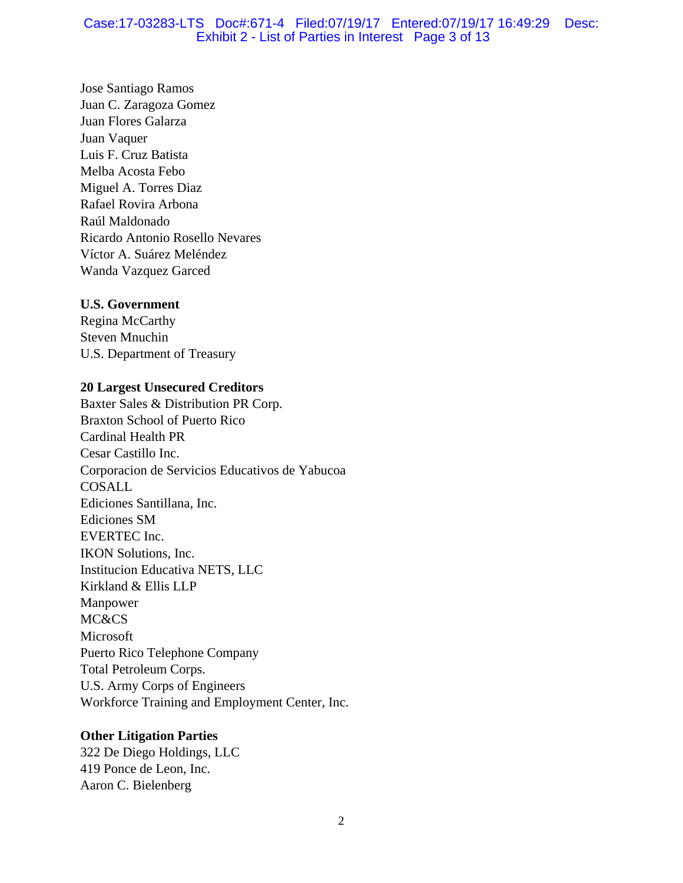Jose Santiago Ramos
Juan C. Zaragoza Gomez
Juan Flores Galarza
Juan Vaquer
Luis F. Cruz Batista
Melba Acosta Febo
Miguel A. Torres Diaz
Rafael Rovira Arbona
Raúl Maldonado
Ricardo Antonio Rosello Nevares
Víctor A. Suárez Meléndez
Wanda Vazquez Garced

**U.S. Government**
Regina McCarthy
Steven Mnuchin
U.S. Department of Treasury

**20 Largest Unsecured Creditors**
Baxter Sales & Distribution PR Corp.
Braxton School of Puerto Rico
Cardinal Health PR
Cesar Castillo Inc.
Corporacion de Servicios Educativos de Yabucoa
COSALL
Ediciones Santillana, Inc.
Ediciones SM
EVERTEC Inc.
IKON Solutions, Inc.
Institucion Educativa NETS, LLC
Kirkland & Ellis LLP
Manpower
MC&CS
Microsoft
Puerto Rico Telephone Company
Total Petroleum Corps.
U.S. Army Corps of Engineers
Workforce Training and Employment Center, Inc.

**Other Litigation Parties**
322 De Diego Holdings, LLC
419 Ponce de Leon, Inc.
Aaron C. Bielenberg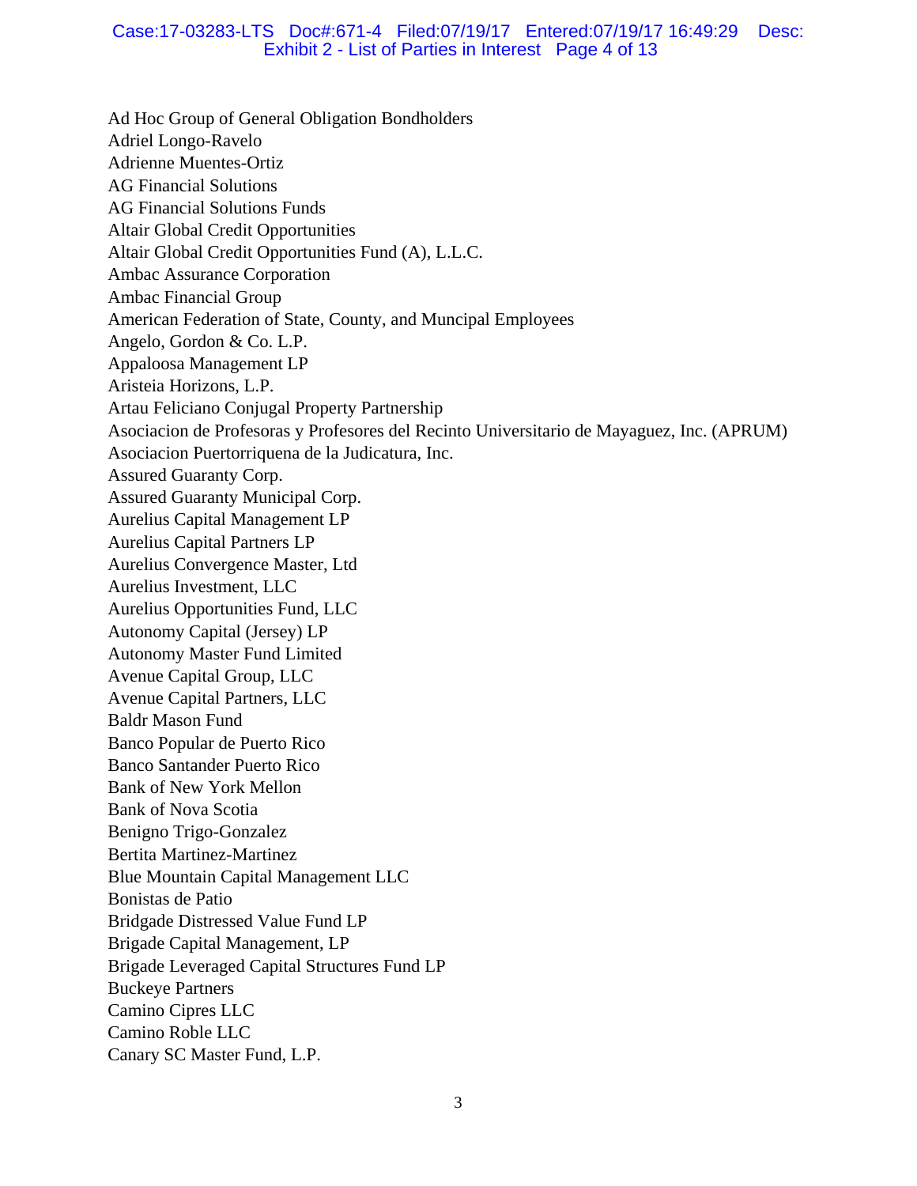Ad Hoc Group of General Obligation Bondholders
Adriel Longo-Ravelo
Adrienne Muentes-Ortiz
AG Financial Solutions
AG Financial Solutions Funds
Altair Global Credit Opportunities
Altair Global Credit Opportunities Fund (A), L.L.C.
Ambac Assurance Corporation
Ambac Financial Group
American Federation of State, County, and Muncipal Employees
Angelo, Gordon & Co. L.P.
Appaloosa Management LP
Aristeia Horizons, L.P.
Artau Feliciano Conjugal Property Partnership
Asociacion de Profesoras y Profesores del Recinto Universitario de Mayaguez, Inc. (APRUM)
Asociacion Puertorriquena de la Judicatura, Inc.
Assured Guaranty Corp.
Assured Guaranty Municipal Corp.
Aurelius Capital Management LP
Aurelius Capital Partners LP
Aurelius Convergence Master, Ltd
Aurelius Investment, LLC
Aurelius Opportunities Fund, LLC
Autonomy Capital (Jersey) LP
Autonomy Master Fund Limited
Avenue Capital Group, LLC
Avenue Capital Partners, LLC
Baldr Mason Fund
Banco Popular de Puerto Rico
Banco Santander Puerto Rico
Bank of New York Mellon
Bank of Nova Scotia
Benigno Trigo-Gonzalez
Bertita Martinez-Martinez
Blue Mountain Capital Management LLC
Bonistas de Patio
Bridgade Distressed Value Fund LP
Brigade Capital Management, LP
Brigade Leveraged Capital Structures Fund LP
Buckeye Partners
Camino Cipres LLC
Camino Roble LLC
Canary SC Master Fund, L.P.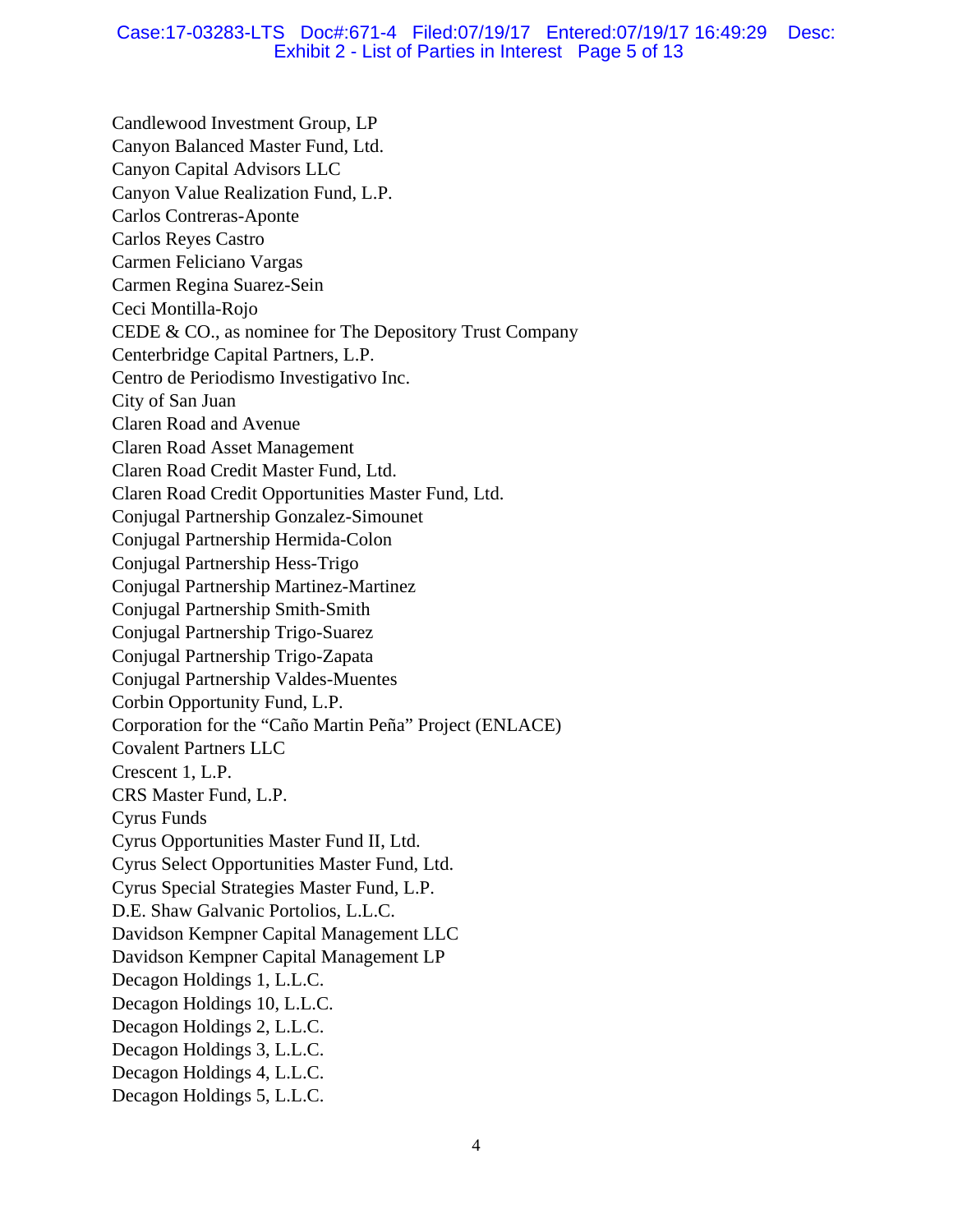Candlewood Investment Group, LP
Canyon Balanced Master Fund, Ltd.
Canyon Capital Advisors LLC
Canyon Value Realization Fund, L.P.
Carlos Contreras-Aponte
Carlos Reyes Castro
Carmen Feliciano Vargas
Carmen Regina Suarez-Sein
Ceci Montilla-Rojo
CEDE & CO., as nominee for The Depository Trust Company
Centerbridge Capital Partners, L.P.
Centro de Periodismo Investigativo Inc.
City of San Juan
Claren Road and Avenue
Claren Road Asset Management
Claren Road Credit Master Fund, Ltd.
Claren Road Credit Opportunities Master Fund, Ltd.
Conjugal Partnership Gonzalez-Simounet
Conjugal Partnership Hermida-Colon
Conjugal Partnership Hess-Trigo
Conjugal Partnership Martinez-Martinez
Conjugal Partnership Smith-Smith
Conjugal Partnership Trigo-Suarez
Conjugal Partnership Trigo-Zapata
Conjugal Partnership Valdes-Muentes
Corbin Opportunity Fund, L.P.
Corporation for the "Caño Martin Peña" Project (ENLACE)
Covalent Partners LLC
Crescent 1, L.P.
CRS Master Fund, L.P.
Cyrus Funds
Cyrus Opportunities Master Fund II, Ltd.
Cyrus Select Opportunities Master Fund, Ltd.
Cyrus Special Strategies Master Fund, L.P.
D.E. Shaw Galvanic Portolios, L.L.C.
Davidson Kempner Capital Management LLC
Davidson Kempner Capital Management LP
Decagon Holdings 1, L.L.C.
Decagon Holdings 10, L.L.C.
Decagon Holdings 2, L.L.C.
Decagon Holdings 3, L.L.C.
Decagon Holdings 4, L.L.C.
Decagon Holdings 5, L.L.C.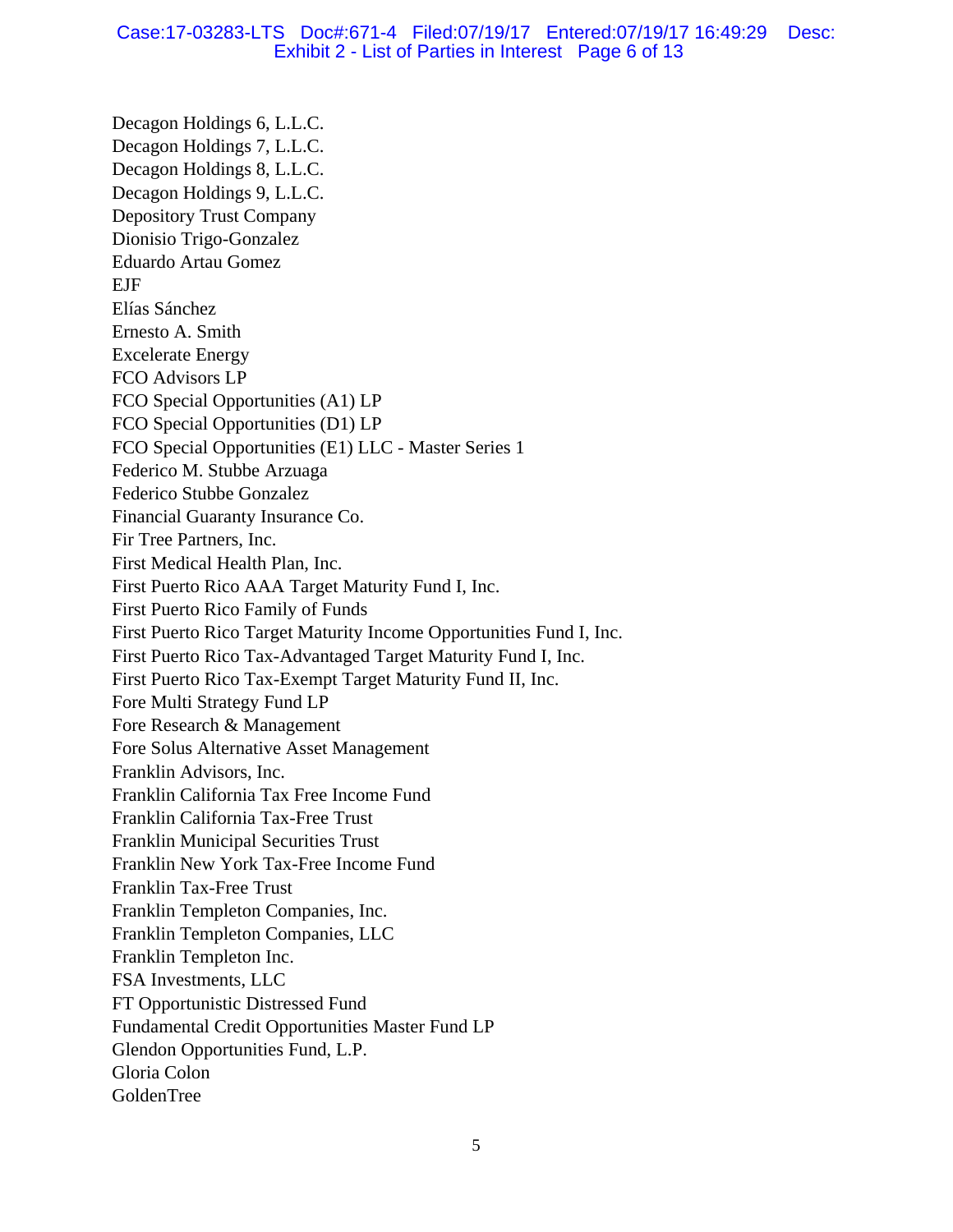Decagon Holdings 6, L.L.C.
Decagon Holdings 7, L.L.C.
Decagon Holdings 8, L.L.C.
Decagon Holdings 9, L.L.C.
Depository Trust Company
Dionisio Trigo-Gonzalez
Eduardo Artau Gomez
EJF
Elías Sánchez
Ernesto A. Smith
Excelerate Energy
FCO Advisors LP
FCO Special Opportunities (A1) LP
FCO Special Opportunities (D1) LP
FCO Special Opportunities (E1) LLC - Master Series 1
Federico M. Stubbe Arzuaga
Federico Stubbe Gonzalez
Financial Guaranty Insurance Co.
Fir Tree Partners, Inc.
First Medical Health Plan, Inc.
First Puerto Rico AAA Target Maturity Fund I, Inc.
First Puerto Rico Family of Funds
First Puerto Rico Target Maturity Income Opportunities Fund I, Inc.
First Puerto Rico Tax-Advantaged Target Maturity Fund I, Inc.
First Puerto Rico Tax-Exempt Target Maturity Fund II, Inc.
Fore Multi Strategy Fund LP
Fore Research & Management
Fore Solus Alternative Asset Management
Franklin Advisors, Inc.
Franklin California Tax Free Income Fund
Franklin California Tax-Free Trust
Franklin Municipal Securities Trust
Franklin New York Tax-Free Income Fund
Franklin Tax-Free Trust
Franklin Templeton Companies, Inc.
Franklin Templeton Companies, LLC
Franklin Templeton Inc.
FSA Investments, LLC
FT Opportunistic Distressed Fund
Fundamental Credit Opportunities Master Fund LP
Glendon Opportunities Fund, L.P.
Gloria Colon
GoldenTree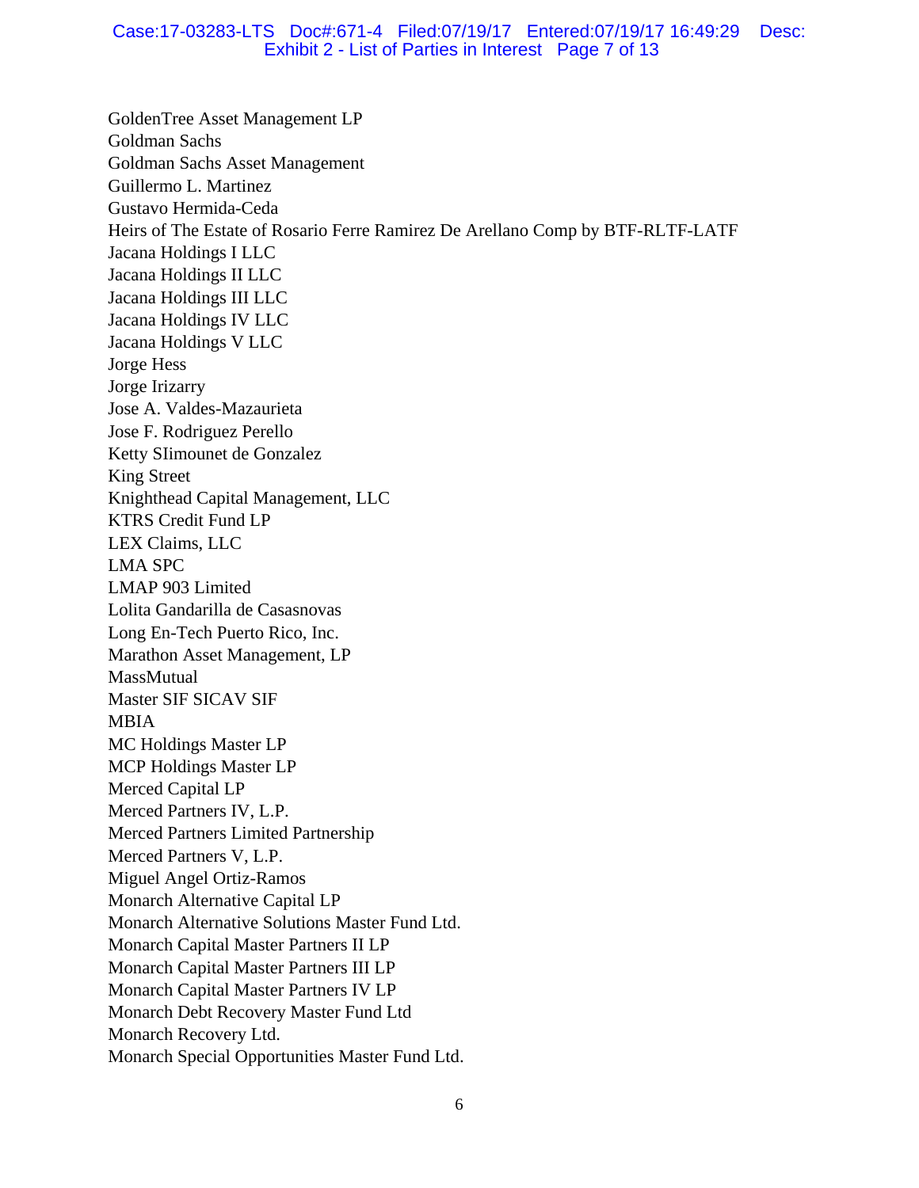GoldenTree Asset Management LP
Goldman Sachs
Goldman Sachs Asset Management
Guillermo L. Martinez
Gustavo Hermida-Ceda
Heirs of The Estate of Rosario Ferre Ramirez De Arellano Comp by BTF-RLTF-LATF
Jacana Holdings I LLC
Jacana Holdings II LLC
Jacana Holdings III LLC
Jacana Holdings IV LLC
Jacana Holdings V LLC
Jorge Hess
Jorge Irizarry
Jose A. Valdes-Mazaurieta
Jose F. Rodriguez Perello
Ketty SIimounet de Gonzalez
King Street
Knighthead Capital Management, LLC
KTRS Credit Fund LP
LEX Claims, LLC
LMA SPC
LMAP 903 Limited
Lolita Gandarilla de Casasnovas
Long En-Tech Puerto Rico, Inc.
Marathon Asset Management, LP
MassMutual
Master SIF SICAV SIF
MBIA
MC Holdings Master LP
MCP Holdings Master LP
Merced Capital LP
Merced Partners IV, L.P.
Merced Partners Limited Partnership
Merced Partners V, L.P.
Miguel Angel Ortiz-Ramos
Monarch Alternative Capital LP
Monarch Alternative Solutions Master Fund Ltd.
Monarch Capital Master Partners II LP
Monarch Capital Master Partners III LP
Monarch Capital Master Partners IV LP
Monarch Debt Recovery Master Fund Ltd
Monarch Recovery Ltd.
Monarch Special Opportunities Master Fund Ltd.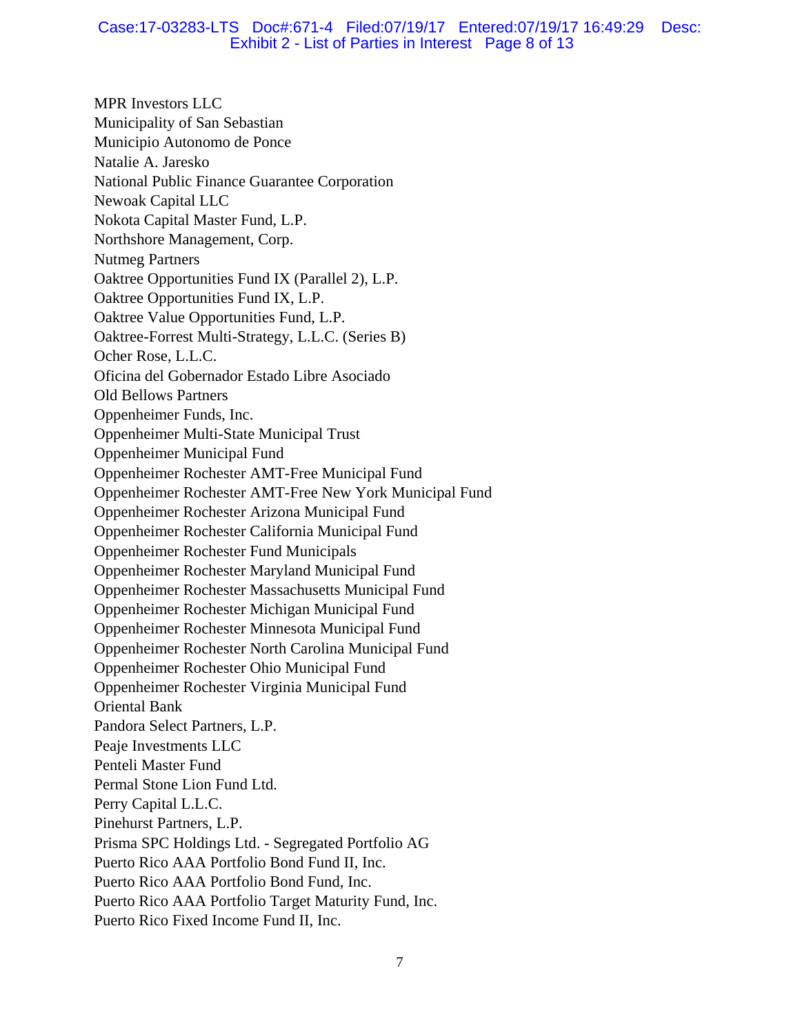MPR Investors LLC
Municipality of San Sebastian
Municipio Autonomo de Ponce
Natalie A. Jaresko
National Public Finance Guarantee Corporation
Newoak Capital LLC
Nokota Capital Master Fund, L.P.
Northshore Management, Corp.
Nutmeg Partners
Oaktree Opportunities Fund IX (Parallel 2), L.P.
Oaktree Opportunities Fund IX, L.P.
Oaktree Value Opportunities Fund, L.P.
Oaktree-Forrest Multi-Strategy, L.L.C. (Series B)
Ocher Rose, L.L.C.
Oficina del Gobernador Estado Libre Asociado
Old Bellows Partners
Oppenheimer Funds, Inc.
Oppenheimer Multi-State Municipal Trust
Oppenheimer Municipal Fund
Oppenheimer Rochester AMT-Free Municipal Fund
Oppenheimer Rochester AMT-Free New York Municipal Fund
Oppenheimer Rochester Arizona Municipal Fund
Oppenheimer Rochester California Municipal Fund
Oppenheimer Rochester Fund Municipals
Oppenheimer Rochester Maryland Municipal Fund
Oppenheimer Rochester Massachusetts Municipal Fund
Oppenheimer Rochester Michigan Municipal Fund
Oppenheimer Rochester Minnesota Municipal Fund
Oppenheimer Rochester North Carolina Municipal Fund
Oppenheimer Rochester Ohio Municipal Fund
Oppenheimer Rochester Virginia Municipal Fund
Oriental Bank
Pandora Select Partners, L.P.
Peaje Investments LLC
Penteli Master Fund
Permal Stone Lion Fund Ltd.
Perry Capital L.L.C.
Pinehurst Partners, L.P.
Prisma SPC Holdings Ltd. - Segregated Portfolio AG
Puerto Rico AAA Portfolio Bond Fund II, Inc.
Puerto Rico AAA Portfolio Bond Fund, Inc.
Puerto Rico AAA Portfolio Target Maturity Fund, Inc.
Puerto Rico Fixed Income Fund II, Inc.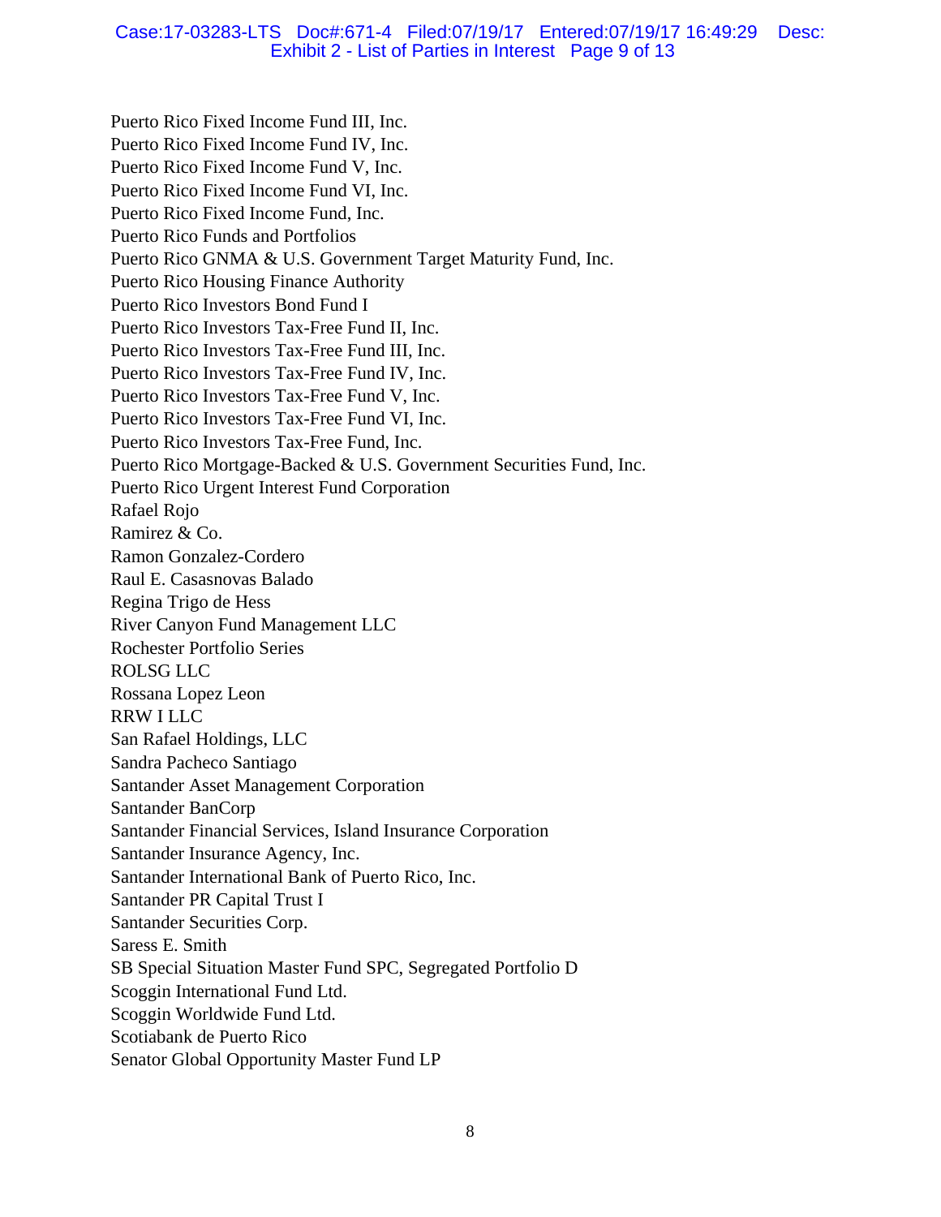Puerto Rico Fixed Income Fund III, Inc.
Puerto Rico Fixed Income Fund IV, Inc.
Puerto Rico Fixed Income Fund V, Inc.
Puerto Rico Fixed Income Fund VI, Inc.
Puerto Rico Fixed Income Fund, Inc.
Puerto Rico Funds and Portfolios
Puerto Rico GNMA & U.S. Government Target Maturity Fund, Inc.
Puerto Rico Housing Finance Authority
Puerto Rico Investors Bond Fund I
Puerto Rico Investors Tax-Free Fund II, Inc.
Puerto Rico Investors Tax-Free Fund III, Inc.
Puerto Rico Investors Tax-Free Fund IV, Inc.
Puerto Rico Investors Tax-Free Fund V, Inc.
Puerto Rico Investors Tax-Free Fund VI, Inc.
Puerto Rico Investors Tax-Free Fund, Inc.
Puerto Rico Mortgage-Backed & U.S. Government Securities Fund, Inc.
Puerto Rico Urgent Interest Fund Corporation
Rafael Rojo
Ramirez & Co.
Ramon Gonzalez-Cordero
Raul E. Casasnovas Balado
Regina Trigo de Hess
River Canyon Fund Management LLC
Rochester Portfolio Series
ROLSG LLC
Rossana Lopez Leon
RRW I LLC
San Rafael Holdings, LLC
Sandra Pacheco Santiago
Santander Asset Management Corporation
Santander BanCorp
Santander Financial Services, Island Insurance Corporation
Santander Insurance Agency, Inc.
Santander International Bank of Puerto Rico, Inc.
Santander PR Capital Trust I
Santander Securities Corp.
Saress E. Smith
SB Special Situation Master Fund SPC, Segregated Portfolio D
Scoggin International Fund Ltd.
Scoggin Worldwide Fund Ltd.
Scotiabank de Puerto Rico
Senator Global Opportunity Master Fund LP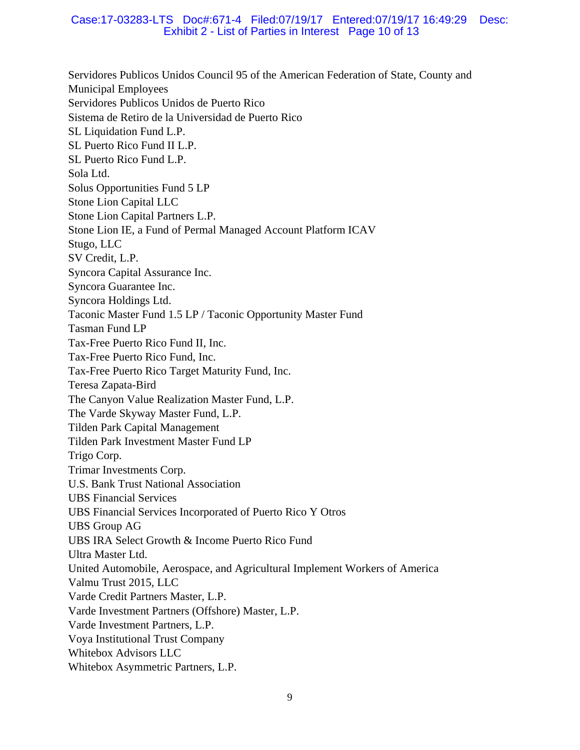Servidores Publicos Unidos Council 95 of the American Federation of State, County and Municipal Employees
Servidores Publicos Unidos de Puerto Rico
Sistema de Retiro de la Universidad de Puerto Rico
SL Liquidation Fund L.P.
SL Puerto Rico Fund II L.P.
SL Puerto Rico Fund L.P.
Sola Ltd.
Solus Opportunities Fund 5 LP
Stone Lion Capital LLC
Stone Lion Capital Partners L.P.
Stone Lion IE, a Fund of Permal Managed Account Platform ICAV
Stugo, LLC
SV Credit, L.P.
Syncora Capital Assurance Inc.
Syncora Guarantee Inc.
Syncora Holdings Ltd.
Taconic Master Fund 1.5 LP / Taconic Opportunity Master Fund
Tasman Fund LP
Tax-Free Puerto Rico Fund II, Inc.
Tax-Free Puerto Rico Fund, Inc.
Tax-Free Puerto Rico Target Maturity Fund, Inc.
Teresa Zapata-Bird
The Canyon Value Realization Master Fund, L.P.
The Varde Skyway Master Fund, L.P.
Tilden Park Capital Management
Tilden Park Investment Master Fund LP
Trigo Corp.
Trimar Investments Corp.
U.S. Bank Trust National Association
UBS Financial Services
UBS Financial Services Incorporated of Puerto Rico Y Otros
UBS Group AG
UBS IRA Select Growth & Income Puerto Rico Fund
Ultra Master Ltd.
United Automobile, Aerospace, and Agricultural Implement Workers of America
Valmu Trust 2015, LLC
Varde Credit Partners Master, L.P.
Varde Investment Partners (Offshore) Master, L.P.
Varde Investment Partners, L.P.
Voya Institutional Trust Company
Whitebox Advisors LLC
Whitebox Asymmetric Partners, L.P.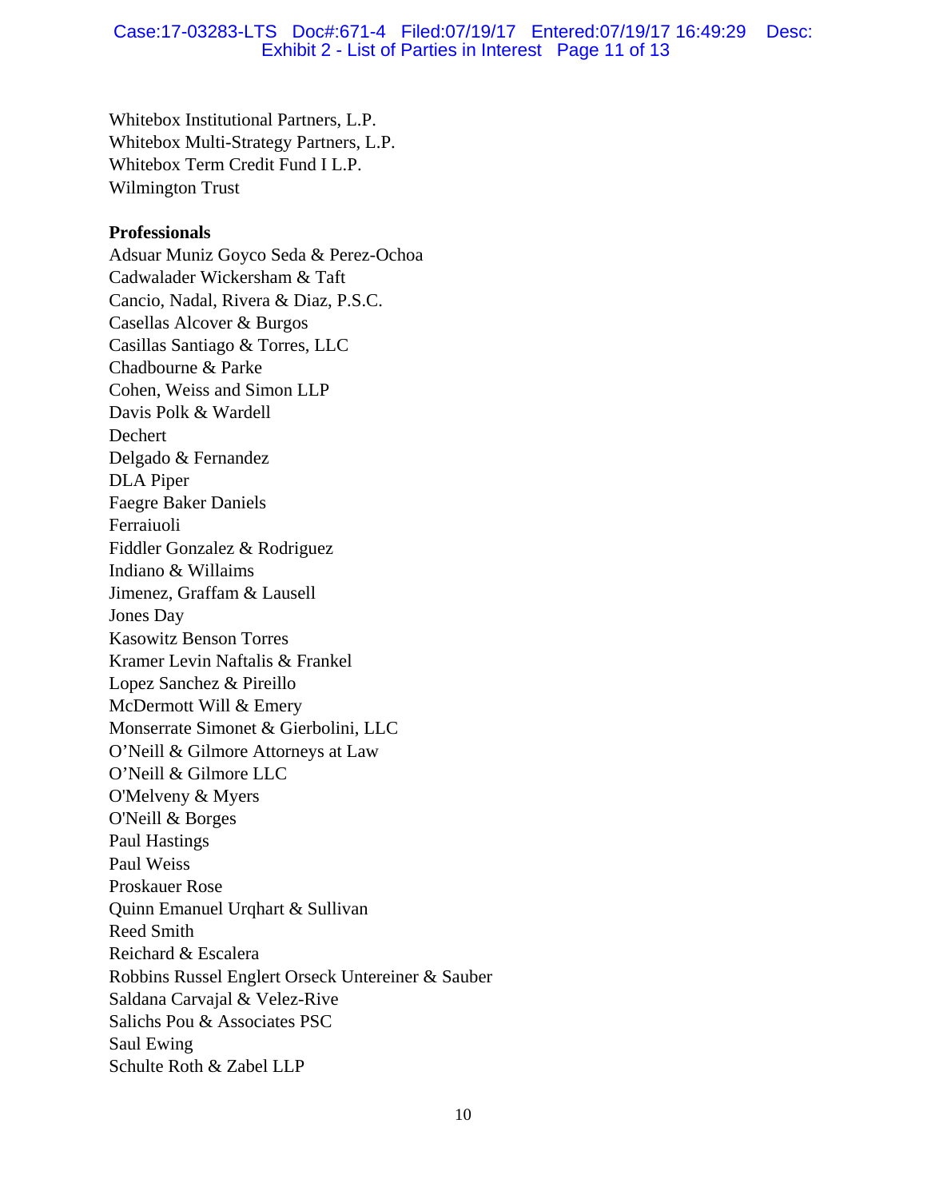Whitebox Institutional Partners, L.P.
Whitebox Multi-Strategy Partners, L.P.
Whitebox Term Credit Fund I L.P.
Wilmington Trust

**Professionals**
Adsuar Muniz Goyco Seda & Perez-Ochoa
Cadwalader Wickersham & Taft
Cancio, Nadal, Rivera & Diaz, P.S.C.
Casellas Alcover & Burgos
Casillas Santiago & Torres, LLC
Chadbourne & Parke
Cohen, Weiss and Simon LLP
Davis Polk & Wardell
Dechert
Delgado & Fernandez
DLA Piper
Faegre Baker Daniels
Ferraiuoli
Fiddler Gonzalez & Rodriguez
Indiano & Willaims
Jimenez, Graffam & Lausell
Jones Day
Kasowitz Benson Torres
Kramer Levin Naftalis & Frankel
Lopez Sanchez & Pireillo
McDermott Will & Emery
Monserrate Simonet & Gierbolini, LLC
O'Neill & Gilmore Attorneys at Law
O'Neill & Gilmore LLC
O'Melveny & Myers
O'Neill & Borges
Paul Hastings
Paul Weiss
Proskauer Rose
Quinn Emanuel Urqhart & Sullivan
Reed Smith
Reichard & Escalera
Robbins Russel Englert Orseck Untereiner & Sauber
Saldana Carvajal & Velez-Rive
Salichs Pou & Associates PSC
Saul Ewing
Schulte Roth & Zabel LLP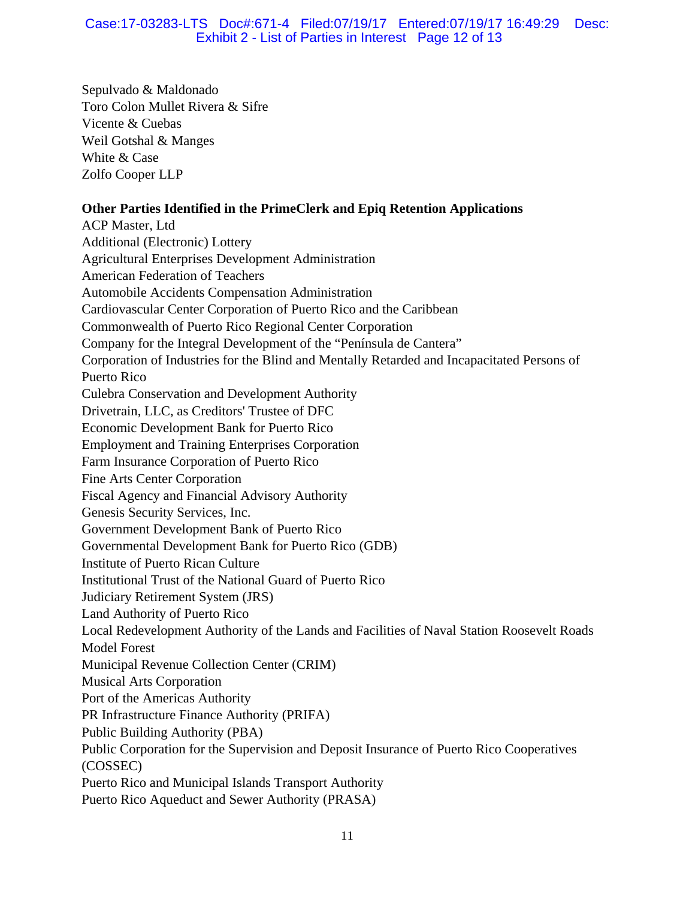Sepulvado & Maldonado
Toro Colon Mullet Rivera & Sifre
Vicente & Cuebas
Weil Gotshal & Manges
White & Case
Zolfo Cooper LLP

**Other Parties Identified in the PrimeClerk and Epiq Retention Applications**

ACP Master, Ltd
Additional (Electronic) Lottery
Agricultural Enterprises Development Administration
American Federation of Teachers
Automobile Accidents Compensation Administration
Cardiovascular Center Corporation of Puerto Rico and the Caribbean
Commonwealth of Puerto Rico Regional Center Corporation
Company for the Integral Development of the "Península de Cantera"
Corporation of Industries for the Blind and Mentally Retarded and Incapacitated Persons of Puerto Rico
Culebra Conservation and Development Authority
Drivetrain, LLC, as Creditors' Trustee of DFC
Economic Development Bank for Puerto Rico
Employment and Training Enterprises Corporation
Farm Insurance Corporation of Puerto Rico
Fine Arts Center Corporation
Fiscal Agency and Financial Advisory Authority
Genesis Security Services, Inc.
Government Development Bank of Puerto Rico
Governmental Development Bank for Puerto Rico (GDB)
Institute of Puerto Rican Culture
Institutional Trust of the National Guard of Puerto Rico
Judiciary Retirement System (JRS)
Land Authority of Puerto Rico
Local Redevelopment Authority of the Lands and Facilities of Naval Station Roosevelt Roads
Model Forest
Municipal Revenue Collection Center (CRIM)
Musical Arts Corporation
Port of the Americas Authority
PR Infrastructure Finance Authority (PRIFA)
Public Building Authority (PBA)
Public Corporation for the Supervision and Deposit Insurance of Puerto Rico Cooperatives (COSSEC)
Puerto Rico and Municipal Islands Transport Authority
Puerto Rico Aqueduct and Sewer Authority (PRASA)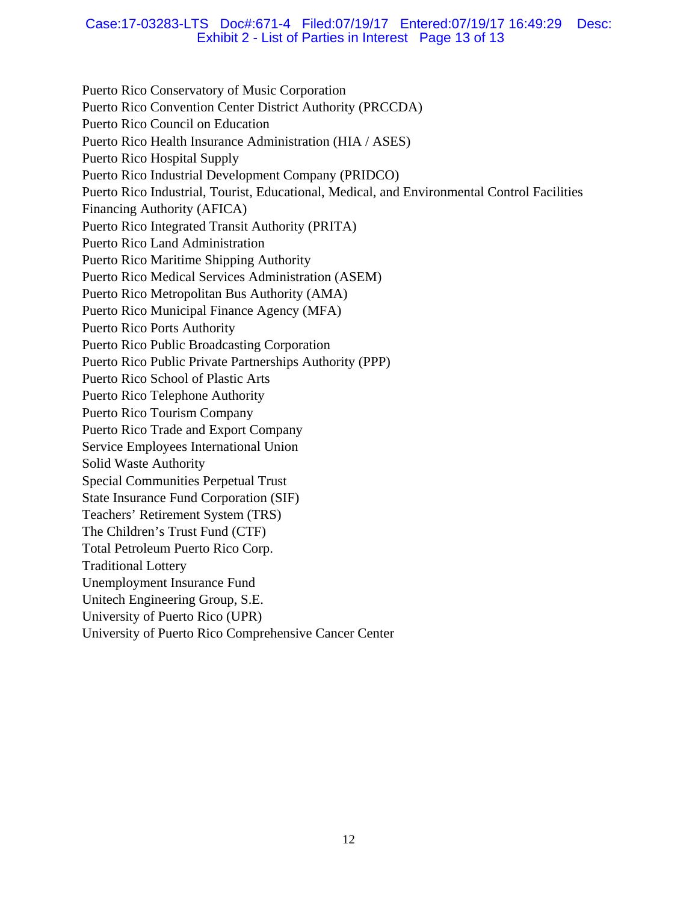Puerto Rico Conservatory of Music Corporation
Puerto Rico Convention Center District Authority (PRCCDA)
Puerto Rico Council on Education
Puerto Rico Health Insurance Administration (HIA / ASES)
Puerto Rico Hospital Supply
Puerto Rico Industrial Development Company (PRIDCO)
Puerto Rico Industrial, Tourist, Educational, Medical, and Environmental Control Facilities Financing Authority (AFICA)
Puerto Rico Integrated Transit Authority (PRITA)
Puerto Rico Land Administration
Puerto Rico Maritime Shipping Authority
Puerto Rico Medical Services Administration (ASEM)
Puerto Rico Metropolitan Bus Authority (AMA)
Puerto Rico Municipal Finance Agency (MFA)
Puerto Rico Ports Authority
Puerto Rico Public Broadcasting Corporation
Puerto Rico Public Private Partnerships Authority (PPP)
Puerto Rico School of Plastic Arts
Puerto Rico Telephone Authority
Puerto Rico Tourism Company
Puerto Rico Trade and Export Company
Service Employees International Union
Solid Waste Authority
Special Communities Perpetual Trust
State Insurance Fund Corporation (SIF)
Teachers' Retirement System (TRS)
The Children's Trust Fund (CTF)
Total Petroleum Puerto Rico Corp.
Traditional Lottery
Unemployment Insurance Fund
Unitech Engineering Group, S.E.
University of Puerto Rico (UPR)
University of Puerto Rico Comprehensive Cancer Center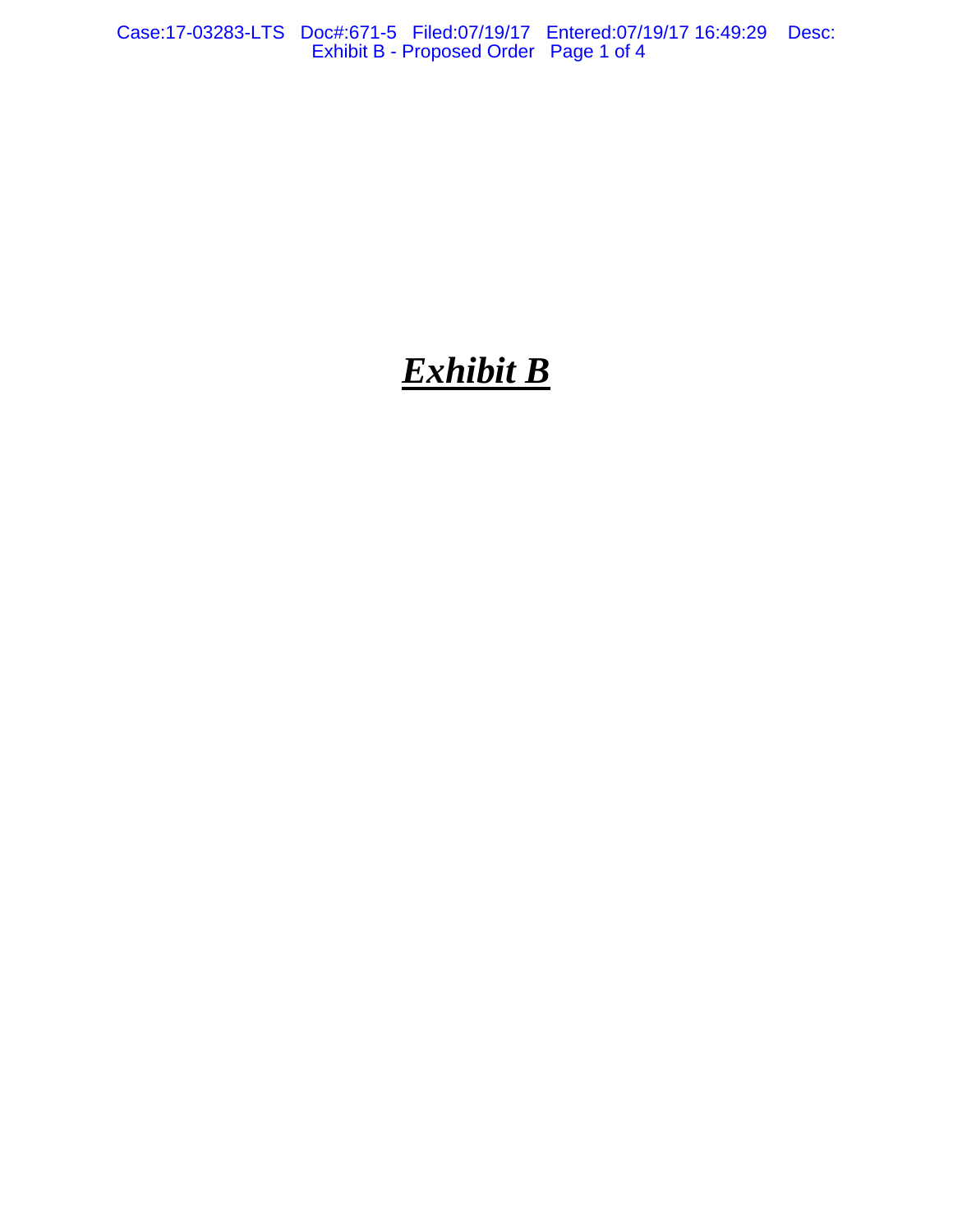***Exhibit B***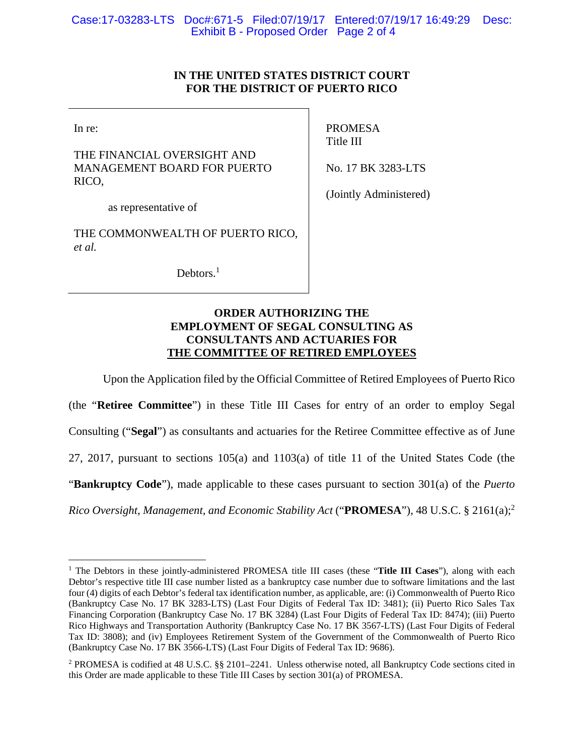# IN THE UNITED STATES DISTRICT COURT FOR THE DISTRICT OF PUERTO RICO

| | |
|---|---|
| In re:<br><br>THE FINANCIAL OVERSIGHT AND MANAGEMENT BOARD FOR PUERTO RICO,<br><br>as representative of<br><br>THE COMMONWEALTH OF PUERTO RICO, *et al.*<br><br>Debtors.[1] | PROMESA<br>Title III<br><br>No. 17 BK 3283-LTS<br><br>(Jointly Administered) |

## ORDER AUTHORIZING THE EMPLOYMENT OF SEGAL CONSULTING AS CONSULTANTS AND ACTUARIES FOR THE COMMITTEE OF RETIRED EMPLOYEES

Upon the Application filed by the Official Committee of Retired Employees of Puerto Rico (the "**Retiree Committee**") in these Title III Cases for entry of an order to employ Segal Consulting ("**Segal**") as consultants and actuaries for the Retiree Committee effective as of June 27, 2017, pursuant to sections 105(a) and 1103(a) of title 11 of the United States Code (the "**Bankruptcy Code**"), made applicable to these cases pursuant to section 301(a) of the *Puerto Rico Oversight, Management, and Economic Stability Act* ("**PROMESA**"), 48 U.S.C. § 2161(a);[2]

---

[1] The Debtors in these jointly-administered PROMESA title III cases (these "**Title III Cases**"), along with each Debtor's respective title III case number listed as a bankruptcy case number due to software limitations and the last four (4) digits of each Debtor's federal tax identification number, as applicable, are: (i) Commonwealth of Puerto Rico (Bankruptcy Case No. 17 BK 3283-LTS) (Last Four Digits of Federal Tax ID: 3481); (ii) Puerto Rico Sales Tax Financing Corporation (Bankruptcy Case No. 17 BK 3284) (Last Four Digits of Federal Tax ID: 8474); (iii) Puerto Rico Highways and Transportation Authority (Bankruptcy Case No. 17 BK 3567-LTS) (Last Four Digits of Federal Tax ID: 3808); and (iv) Employees Retirement System of the Government of the Commonwealth of Puerto Rico (Bankruptcy Case No. 17 BK 3566-LTS) (Last Four Digits of Federal Tax ID: 9686).

[2] PROMESA is codified at 48 U.S.C. §§ 2101–2241. Unless otherwise noted, all Bankruptcy Code sections cited in this Order are made applicable to these Title III Cases by section 301(a) of PROMESA.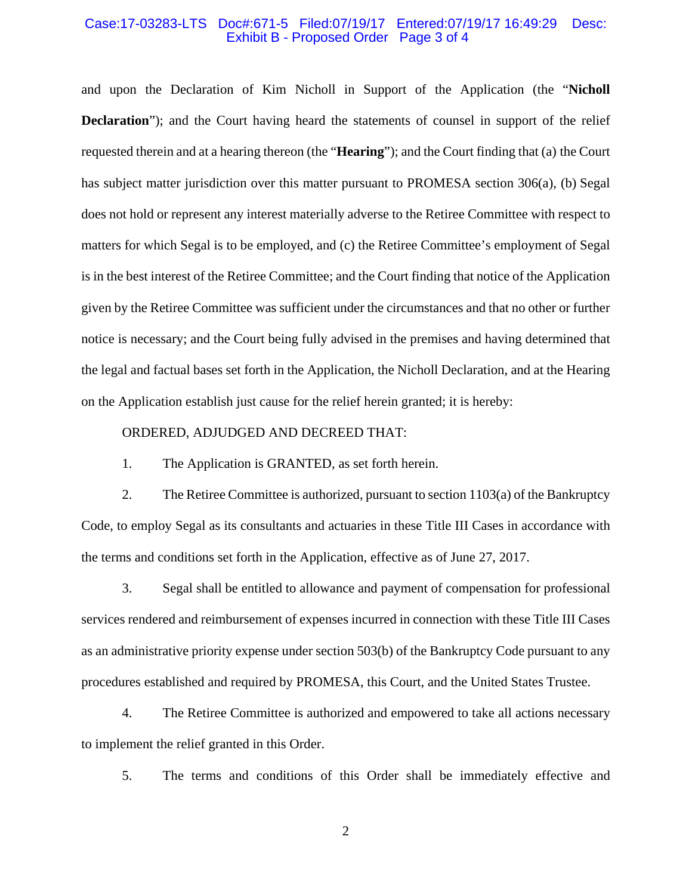and upon the Declaration of Kim Nicholl in Support of the Application (the "**Nicholl Declaration**"); and the Court having heard the statements of counsel in support of the relief requested therein and at a hearing thereon (the "**Hearing**"); and the Court finding that (a) the Court has subject matter jurisdiction over this matter pursuant to PROMESA section 306(a), (b) Segal does not hold or represent any interest materially adverse to the Retiree Committee with respect to matters for which Segal is to be employed, and (c) the Retiree Committee's employment of Segal is in the best interest of the Retiree Committee; and the Court finding that notice of the Application given by the Retiree Committee was sufficient under the circumstances and that no other or further notice is necessary; and the Court being fully advised in the premises and having determined that the legal and factual bases set forth in the Application, the Nicholl Declaration, and at the Hearing on the Application establish just cause for the relief herein granted; it is hereby:

ORDERED, ADJUDGED AND DECREED THAT:

1. The Application is GRANTED, as set forth herein.

2. The Retiree Committee is authorized, pursuant to section 1103(a) of the Bankruptcy Code, to employ Segal as its consultants and actuaries in these Title III Cases in accordance with the terms and conditions set forth in the Application, effective as of June 27, 2017.

3. Segal shall be entitled to allowance and payment of compensation for professional services rendered and reimbursement of expenses incurred in connection with these Title III Cases as an administrative priority expense under section 503(b) of the Bankruptcy Code pursuant to any procedures established and required by PROMESA, this Court, and the United States Trustee.

4. The Retiree Committee is authorized and empowered to take all actions necessary to implement the relief granted in this Order.

5. The terms and conditions of this Order shall be immediately effective and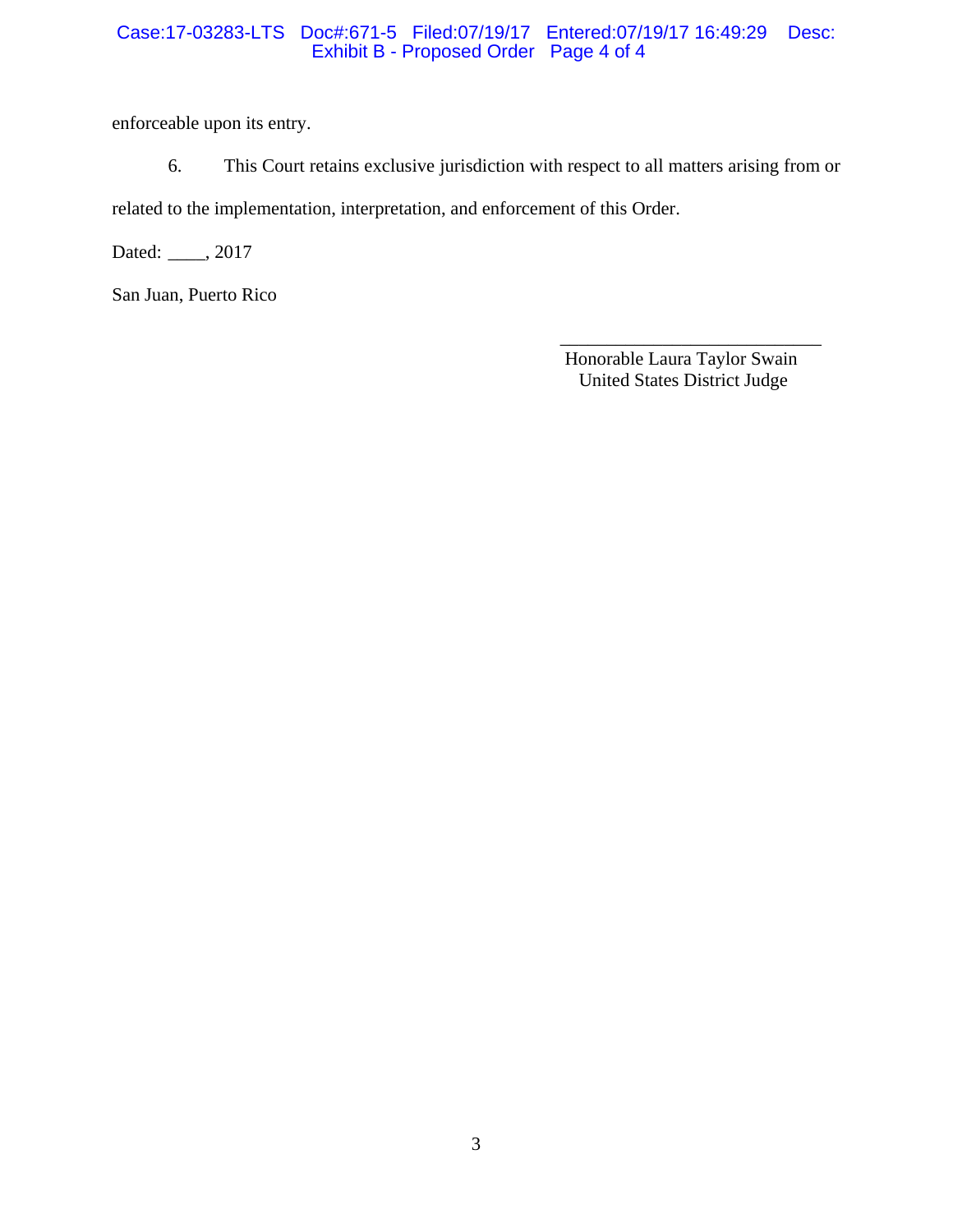enforceable upon its entry.

6. This Court retains exclusive jurisdiction with respect to all matters arising from or related to the implementation, interpretation, and enforcement of this Order.

Dated: ____, 2017

San Juan, Puerto Rico

\_\_\_\_\_\_\_\_\_\_\_\_\_\_\_\_\_\_\_\_\_\_\_\_\_\_\_\_\_\_

Honorable Laura Taylor Swain
United States District Judge